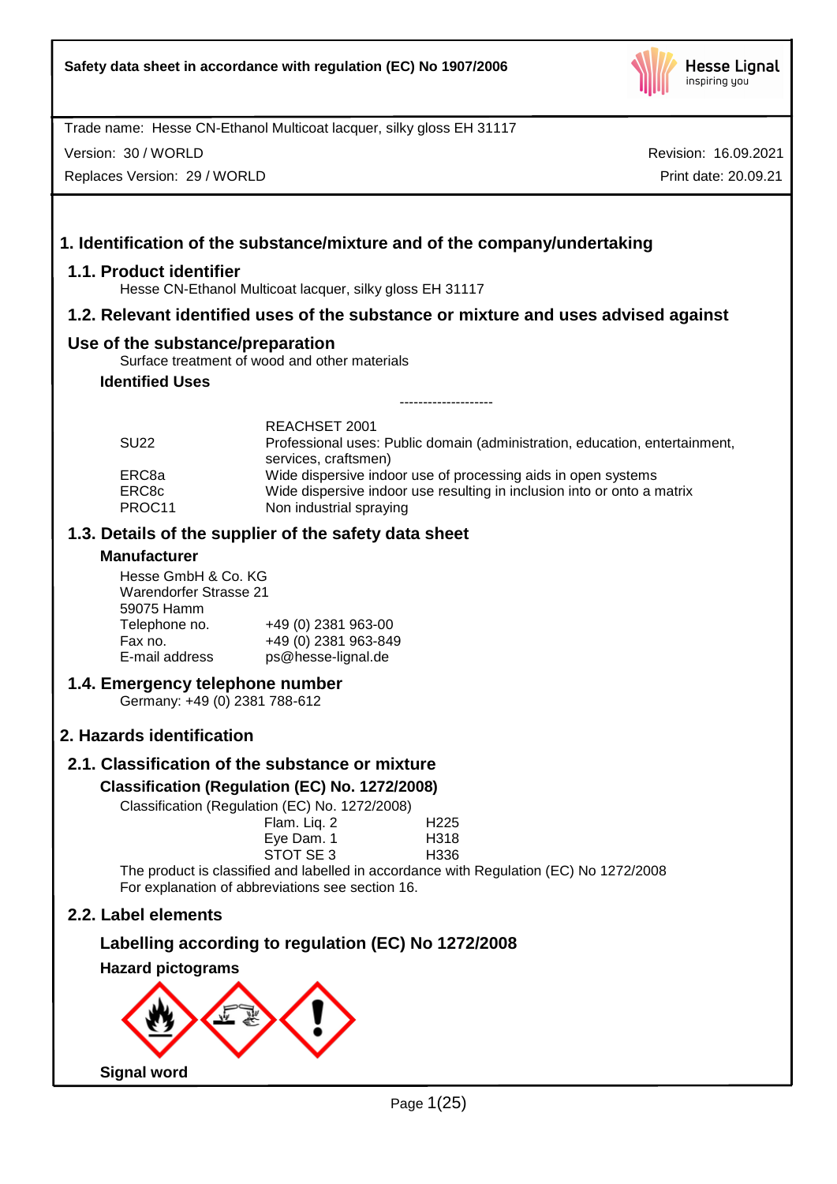**Safety data sheet in accordance with regulation (EC) No 1907/2006**

Trade name: Hesse CN-Ethanol Multicoat lacquer, silky gloss EH 31117

Version: 30 / WORLD — Revision: 16.09.2021

Replaces Version: 29 / WORLD — Print date: 20.09.21

# 1. Identification of the substance/mixture and of the company/undertaking

## 1.1. Product identifier

Hesse CN-Ethanol Multicoat lacquer, silky gloss EH 31117

## 1.2. Relevant identified uses of the substance or mixture and uses advised against

## Use of the substance/preparation

Surface treatment of wood and other materials

### Identified Uses

--------------------

| | REACHSET 2001 |
|---|---|
| SU22 | Professional uses: Public domain (administration, education, entertainment, services, craftsmen) |
| ERC8a | Wide dispersive indoor use of processing aids in open systems |
| ERC8c | Wide dispersive indoor use resulting in inclusion into or onto a matrix |
| PROC11 | Non industrial spraying |

## 1.3. Details of the supplier of the safety data sheet

### Manufacturer

Hesse GmbH & Co. KG
Warendorfer Strasse 21
59075 Hamm

| | |
|---|---|
| Telephone no. | +49 (0) 2381 963-00 |
| Fax no. | +49 (0) 2381 963-849 |
| E-mail address | ps@hesse-lignal.de |

## 1.4. Emergency telephone number

Germany: +49 (0) 2381 788-612

# 2. Hazards identification

## 2.1. Classification of the substance or mixture

### Classification (Regulation (EC) No. 1272/2008)

Classification (Regulation (EC) No. 1272/2008)

| | |
|---|---|
| Flam. Liq. 2 | H225 |
| Eye Dam. 1 | H318 |
| STOT SE 3 | H336 |

The product is classified and labelled in accordance with Regulation (EC) No 1272/2008
For explanation of abbreviations see section 16.

## 2.2. Label elements

### Labelling according to regulation (EC) No 1272/2008

**Hazard pictograms**

**Signal word**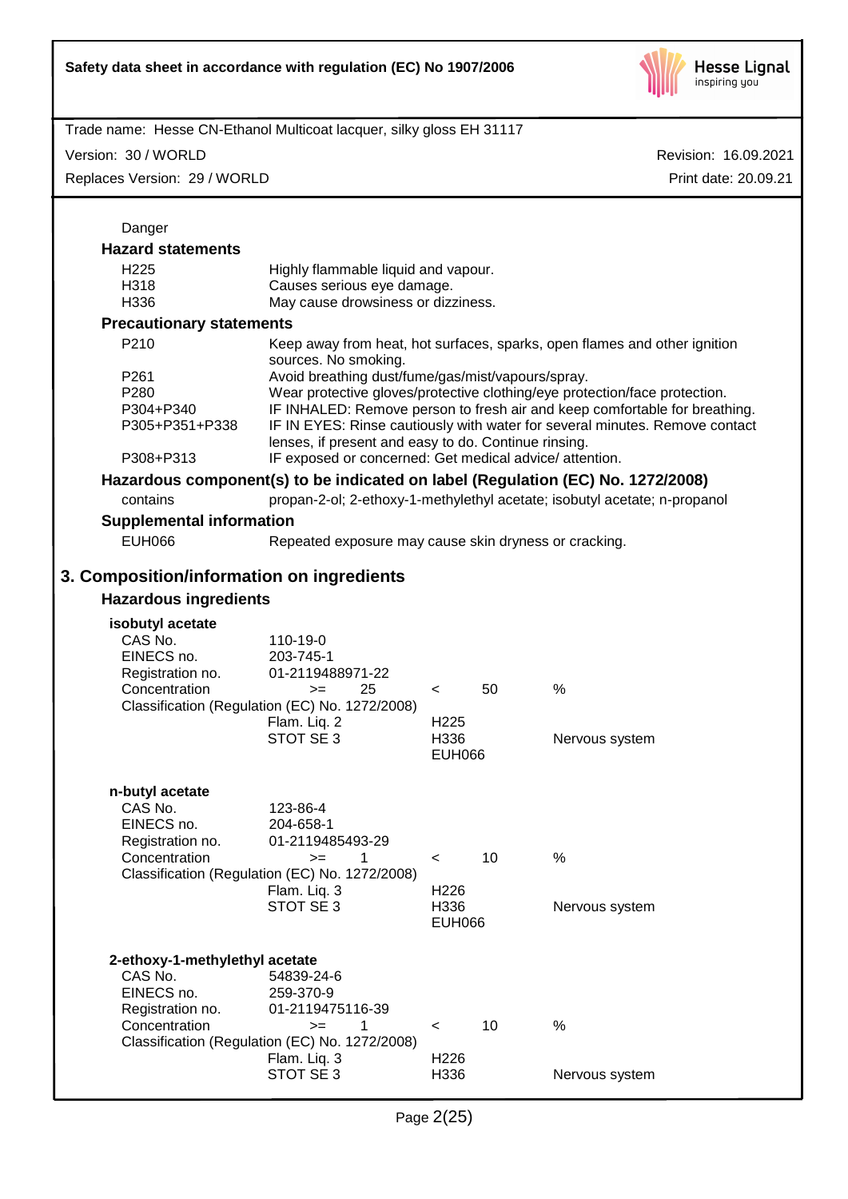Danger

### Hazard statements

| | |
|---|---|
| H225 | Highly flammable liquid and vapour. |
| H318 | Causes serious eye damage. |
| H336 | May cause drowsiness or dizziness. |

### Precautionary statements

| | |
|---|---|
| P210 | Keep away from heat, hot surfaces, sparks, open flames and other ignition sources. No smoking. |
| P261 | Avoid breathing dust/fume/gas/mist/vapours/spray. |
| P280 | Wear protective gloves/protective clothing/eye protection/face protection. |
| P304+P340 | IF INHALED: Remove person to fresh air and keep comfortable for breathing. |
| P305+P351+P338 | IF IN EYES: Rinse cautiously with water for several minutes. Remove contact lenses, if present and easy to do. Continue rinsing. |
| P308+P313 | IF exposed or concerned: Get medical advice/ attention. |

### Hazardous component(s) to be indicated on label (Regulation (EC) No. 1272/2008)

contains: propan-2-ol; 2-ethoxy-1-methylethyl acetate; isobutyl acetate; n-propanol

### Supplemental information

EUH066: Repeated exposure may cause skin dryness or cracking.

## 3. Composition/information on ingredients

### Hazardous ingredients

**isobutyl acetate**

| | | | | | |
|---|---|---|---|---|---|
| CAS No. | 110-19-0 | | | | |
| EINECS no. | 203-745-1 | | | | |
| Registration no. | 01-2119488971-22 | | | | |
| Concentration | >= | 25 | < | 50 | % |

Classification (Regulation (EC) No. 1272/2008)

| | | |
|---|---|---|
| Flam. Liq. 2 | H225 | |
| STOT SE 3 | H336 | Nervous system |
| | EUH066 | |

**n-butyl acetate**

| | | | | | |
|---|---|---|---|---|---|
| CAS No. | 123-86-4 | | | | |
| EINECS no. | 204-658-1 | | | | |
| Registration no. | 01-2119485493-29 | | | | |
| Concentration | >= | 1 | < | 10 | % |

Classification (Regulation (EC) No. 1272/2008)

| | | |
|---|---|---|
| Flam. Liq. 3 | H226 | |
| STOT SE 3 | H336 | Nervous system |
| | EUH066 | |

**2-ethoxy-1-methylethyl acetate**

| | | | | | |
|---|---|---|---|---|---|
| CAS No. | 54839-24-6 | | | | |
| EINECS no. | 259-370-9 | | | | |
| Registration no. | 01-2119475116-39 | | | | |
| Concentration | >= | 1 | < | 10 | % |

Classification (Regulation (EC) No. 1272/2008)

| | | |
|---|---|---|
| Flam. Liq. 3 | H226 | |
| STOT SE 3 | H336 | Nervous system |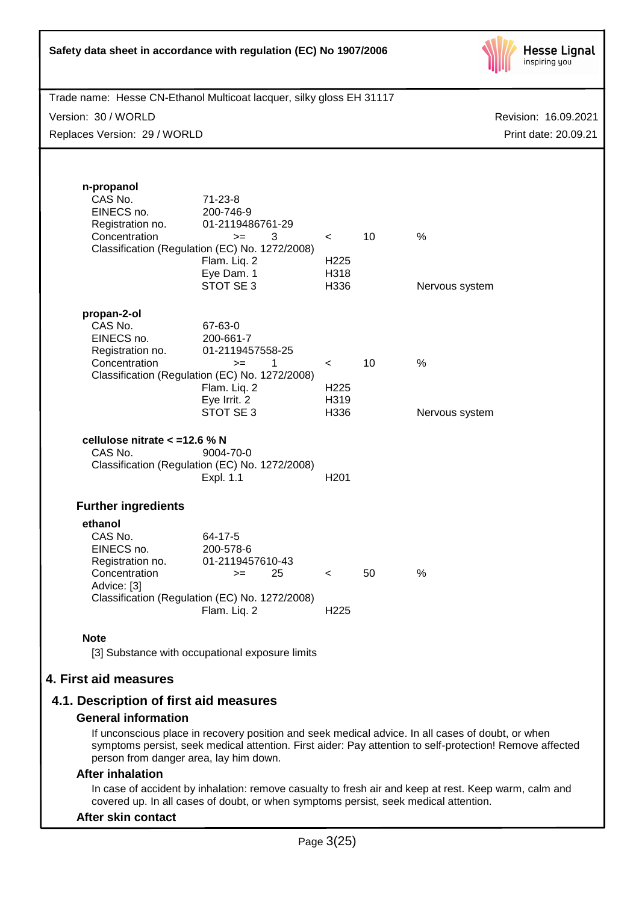**n-propanol**

| | | | | |
|---|---|---|---|---|
| CAS No. | 71-23-8 | | | |
| EINECS no. | 200-746-9 | | | |
| Registration no. | 01-2119486761-29 | | | |
| Concentration | >= 3 | < | 10 | % |

Classification (Regulation (EC) No. 1272/2008)

| | | |
|---|---|---|
| Flam. Liq. 2 | H225 | |
| Eye Dam. 1 | H318 | |
| STOT SE 3 | H336 | Nervous system |

**propan-2-ol**

| | | | | |
|---|---|---|---|---|
| CAS No. | 67-63-0 | | | |
| EINECS no. | 200-661-7 | | | |
| Registration no. | 01-2119457558-25 | | | |
| Concentration | >= 1 | < | 10 | % |

Classification (Regulation (EC) No. 1272/2008)

| | | |
|---|---|---|
| Flam. Liq. 2 | H225 | |
| Eye Irrit. 2 | H319 | |
| STOT SE 3 | H336 | Nervous system |

**cellulose nitrate < =12.6 % N**

CAS No. 9004-70-0

Classification (Regulation (EC) No. 1272/2008)

| | |
|---|---|
| Expl. 1.1 | H201 |

### Further ingredients

**ethanol**

| | | | | |
|---|---|---|---|---|
| CAS No. | 64-17-5 | | | |
| EINECS no. | 200-578-6 | | | |
| Registration no. | 01-2119457610-43 | | | |
| Concentration | >= 25 | < | 50 | % |

Advice: [3]

Classification (Regulation (EC) No. 1272/2008)

| | |
|---|---|
| Flam. Liq. 2 | H225 |

**Note**

[3] Substance with occupational exposure limits

# 4. First aid measures

## 4.1. Description of first aid measures

### General information

If unconscious place in recovery position and seek medical advice. In all cases of doubt, or when symptoms persist, seek medical attention. First aider: Pay attention to self-protection! Remove affected person from danger area, lay him down.

### After inhalation

In case of accident by inhalation: remove casualty to fresh air and keep at rest. Keep warm, calm and covered up. In all cases of doubt, or when symptoms persist, seek medical attention.

### After skin contact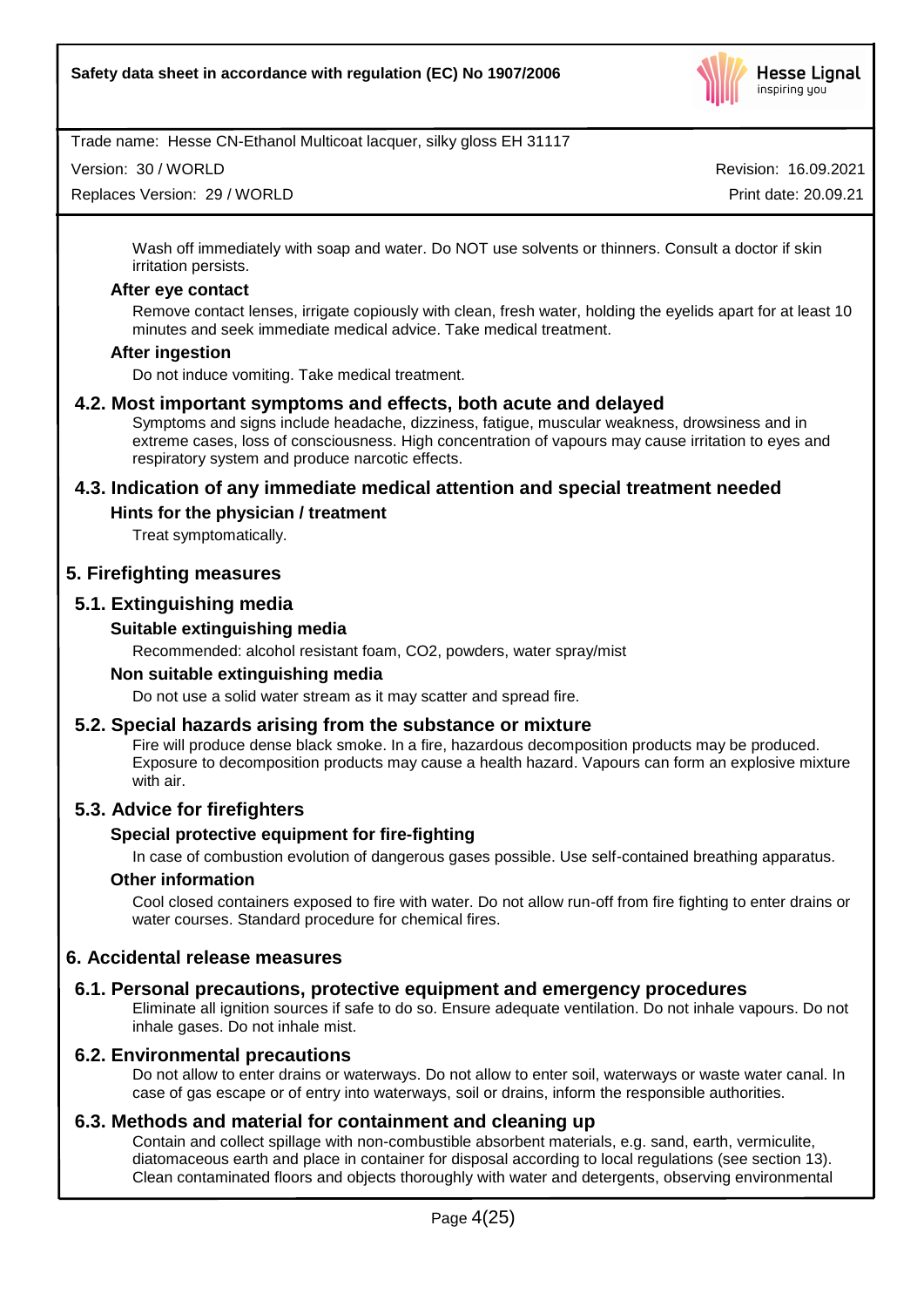Wash off immediately with soap and water. Do NOT use solvents or thinners. Consult a doctor if skin irritation persists.

**After eye contact**

Remove contact lenses, irrigate copiously with clean, fresh water, holding the eyelids apart for at least 10 minutes and seek immediate medical advice. Take medical treatment.

**After ingestion**

Do not induce vomiting. Take medical treatment.

### 4.2. Most important symptoms and effects, both acute and delayed

Symptoms and signs include headache, dizziness, fatigue, muscular weakness, drowsiness and in extreme cases, loss of consciousness. High concentration of vapours may cause irritation to eyes and respiratory system and produce narcotic effects.

### 4.3. Indication of any immediate medical attention and special treatment needed

**Hints for the physician / treatment**

Treat symptomatically.

## 5. Firefighting measures

### 5.1. Extinguishing media

**Suitable extinguishing media**

Recommended: alcohol resistant foam, $CO_2$, powders, water spray/mist

**Non suitable extinguishing media**

Do not use a solid water stream as it may scatter and spread fire.

### 5.2. Special hazards arising from the substance or mixture

Fire will produce dense black smoke. In a fire, hazardous decomposition products may be produced. Exposure to decomposition products may cause a health hazard. Vapours can form an explosive mixture with air.

### 5.3. Advice for firefighters

**Special protective equipment for fire-fighting**

In case of combustion evolution of dangerous gases possible. Use self-contained breathing apparatus.

**Other information**

Cool closed containers exposed to fire with water. Do not allow run-off from fire fighting to enter drains or water courses. Standard procedure for chemical fires.

## 6. Accidental release measures

### 6.1. Personal precautions, protective equipment and emergency procedures

Eliminate all ignition sources if safe to do so. Ensure adequate ventilation. Do not inhale vapours. Do not inhale gases. Do not inhale mist.

### 6.2. Environmental precautions

Do not allow to enter drains or waterways. Do not allow to enter soil, waterways or waste water canal. In case of gas escape or of entry into waterways, soil or drains, inform the responsible authorities.

### 6.3. Methods and material for containment and cleaning up

Contain and collect spillage with non-combustible absorbent materials, e.g. sand, earth, vermiculite, diatomaceous earth and place in container for disposal according to local regulations (see section 13). Clean contaminated floors and objects thoroughly with water and detergents, observing environmental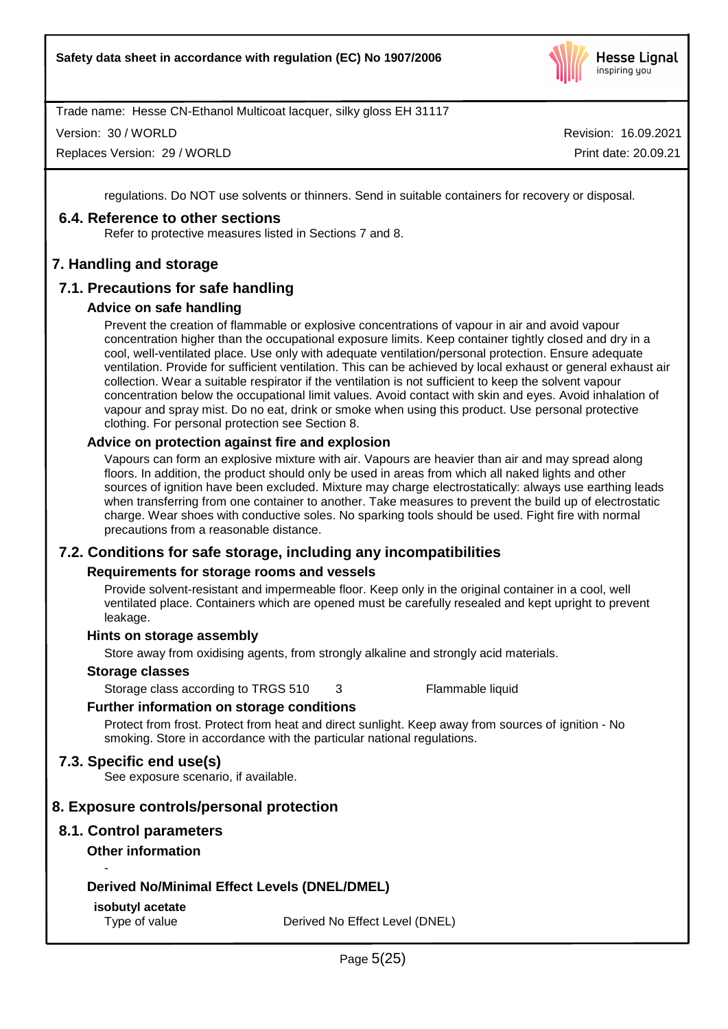regulations. Do NOT use solvents or thinners. Send in suitable containers for recovery or disposal.

### 6.4. Reference to other sections

Refer to protective measures listed in Sections 7 and 8.

## 7. Handling and storage

### 7.1. Precautions for safe handling

#### Advice on safe handling

Prevent the creation of flammable or explosive concentrations of vapour in air and avoid vapour concentration higher than the occupational exposure limits. Keep container tightly closed and dry in a cool, well-ventilated place. Use only with adequate ventilation/personal protection. Ensure adequate ventilation. Provide for sufficient ventilation. This can be achieved by local exhaust or general exhaust air collection. Wear a suitable respirator if the ventilation is not sufficient to keep the solvent vapour concentration below the occupational limit values. Avoid contact with skin and eyes. Avoid inhalation of vapour and spray mist. Do no eat, drink or smoke when using this product. Use personal protective clothing. For personal protection see Section 8.

#### Advice on protection against fire and explosion

Vapours can form an explosive mixture with air. Vapours are heavier than air and may spread along floors. In addition, the product should only be used in areas from which all naked lights and other sources of ignition have been excluded. Mixture may charge electrostatically: always use earthing leads when transferring from one container to another. Take measures to prevent the build up of electrostatic charge. Wear shoes with conductive soles. No sparking tools should be used. Fight fire with normal precautions from a reasonable distance.

### 7.2. Conditions for safe storage, including any incompatibilities

#### Requirements for storage rooms and vessels

Provide solvent-resistant and impermeable floor. Keep only in the original container in a cool, well ventilated place. Containers which are opened must be carefully resealed and kept upright to prevent leakage.

#### Hints on storage assembly

Store away from oxidising agents, from strongly alkaline and strongly acid materials.

#### Storage classes

| | | |
|---|---|---|
| Storage class according to TRGS 510 | 3 | Flammable liquid |

#### Further information on storage conditions

Protect from frost. Protect from heat and direct sunlight. Keep away from sources of ignition - No smoking. Store in accordance with the particular national regulations.

### 7.3. Specific end use(s)

See exposure scenario, if available.

## 8. Exposure controls/personal protection

### 8.1. Control parameters

#### Other information

-

#### Derived No/Minimal Effect Levels (DNEL/DMEL)

**isobutyl acetate**

| | |
|---|---|
| Type of value | Derived No Effect Level (DNEL) |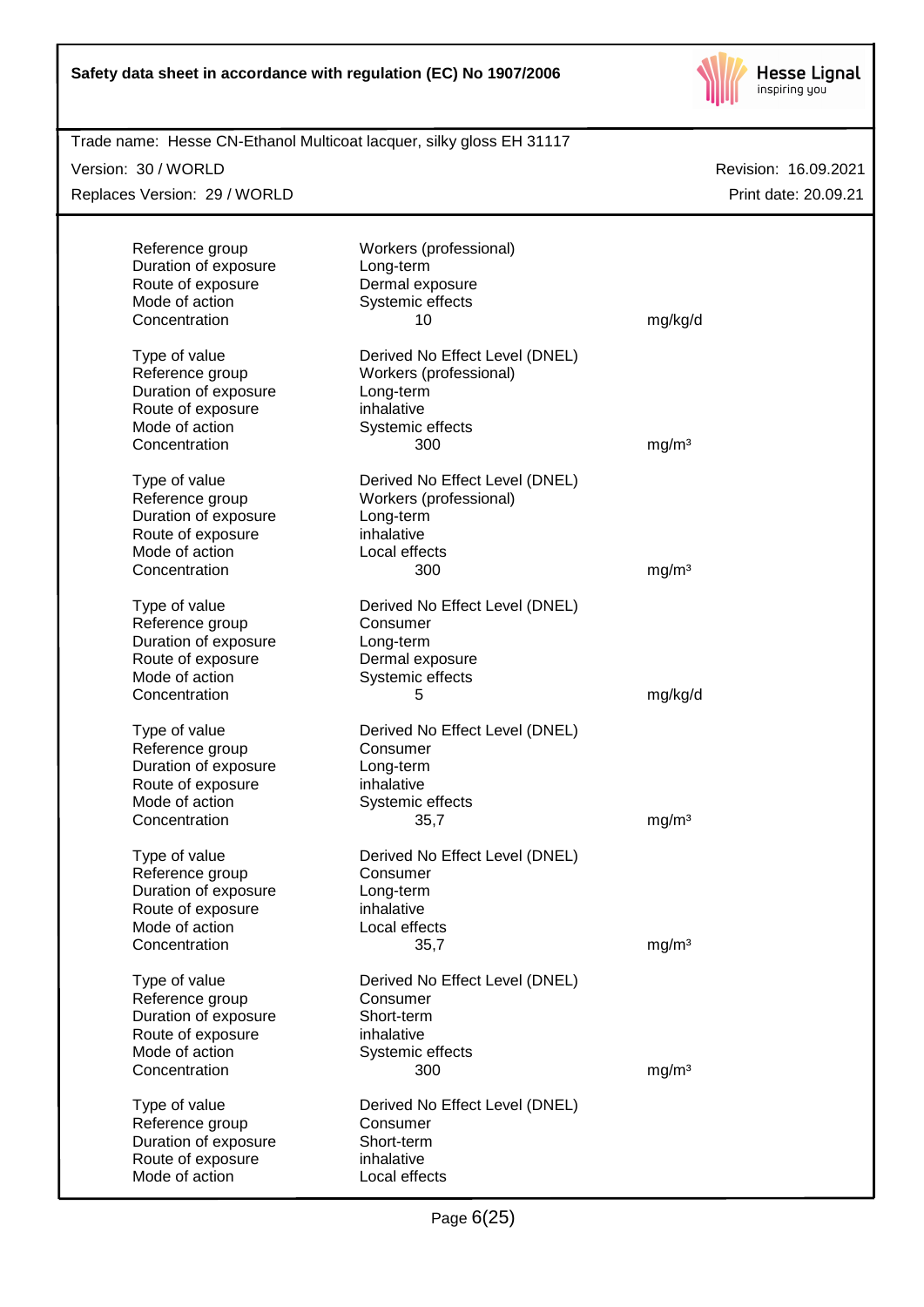| | | |
|---|---|---|
| Reference group | Workers (professional) | |
| Duration of exposure | Long-term | |
| Route of exposure | Dermal exposure | |
| Mode of action | Systemic effects | |
| Concentration | 10 | mg/kg/d |

| | | |
|---|---|---|
| Type of value | Derived No Effect Level (DNEL) | |
| Reference group | Workers (professional) | |
| Duration of exposure | Long-term | |
| Route of exposure | inhalative | |
| Mode of action | Systemic effects | |
| Concentration | 300 | mg/m³ |

| | | |
|---|---|---|
| Type of value | Derived No Effect Level (DNEL) | |
| Reference group | Workers (professional) | |
| Duration of exposure | Long-term | |
| Route of exposure | inhalative | |
| Mode of action | Local effects | |
| Concentration | 300 | mg/m³ |

| | | |
|---|---|---|
| Type of value | Derived No Effect Level (DNEL) | |
| Reference group | Consumer | |
| Duration of exposure | Long-term | |
| Route of exposure | Dermal exposure | |
| Mode of action | Systemic effects | |
| Concentration | 5 | mg/kg/d |

| | | |
|---|---|---|
| Type of value | Derived No Effect Level (DNEL) | |
| Reference group | Consumer | |
| Duration of exposure | Long-term | |
| Route of exposure | inhalative | |
| Mode of action | Systemic effects | |
| Concentration | 35,7 | mg/m³ |

| | | |
|---|---|---|
| Type of value | Derived No Effect Level (DNEL) | |
| Reference group | Consumer | |
| Duration of exposure | Long-term | |
| Route of exposure | inhalative | |
| Mode of action | Local effects | |
| Concentration | 35,7 | mg/m³ |

| | | |
|---|---|---|
| Type of value | Derived No Effect Level (DNEL) | |
| Reference group | Consumer | |
| Duration of exposure | Short-term | |
| Route of exposure | inhalative | |
| Mode of action | Systemic effects | |
| Concentration | 300 | mg/m³ |

| | |
|---|---|
| Type of value | Derived No Effect Level (DNEL) |
| Reference group | Consumer |
| Duration of exposure | Short-term |
| Route of exposure | inhalative |
| Mode of action | Local effects |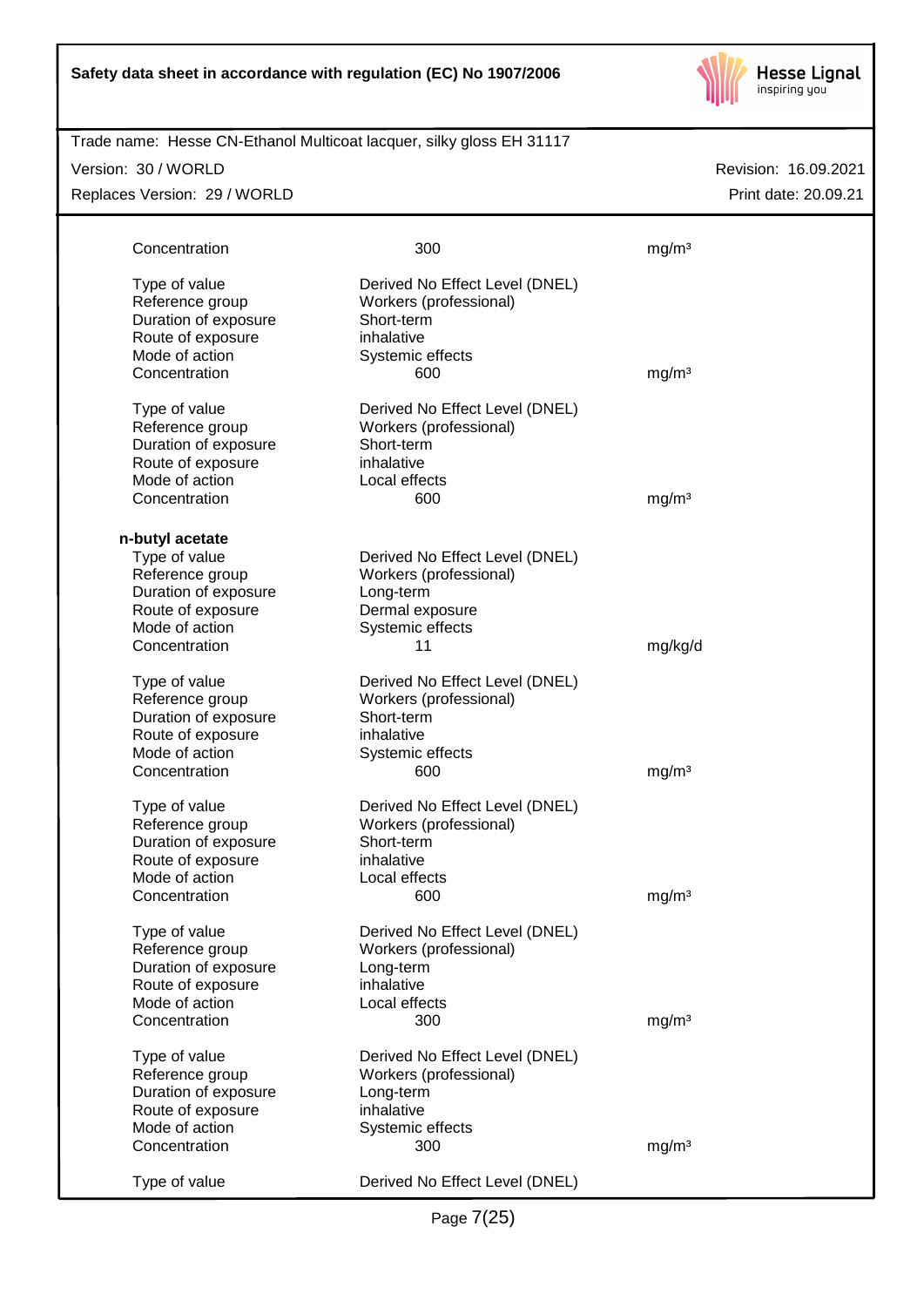| | | |
|---|---|---|
| Concentration | 300 | mg/m³ |
| | | |
| Type of value | Derived No Effect Level (DNEL) | |
| Reference group | Workers (professional) | |
| Duration of exposure | Short-term | |
| Route of exposure | inhalative | |
| Mode of action | Systemic effects | |
| Concentration | 600 | mg/m³ |
| | | |
| Type of value | Derived No Effect Level (DNEL) | |
| Reference group | Workers (professional) | |
| Duration of exposure | Short-term | |
| Route of exposure | inhalative | |
| Mode of action | Local effects | |
| Concentration | 600 | mg/m³ |

**n-butyl acetate**

| | | |
|---|---|---|
| Type of value | Derived No Effect Level (DNEL) | |
| Reference group | Workers (professional) | |
| Duration of exposure | Long-term | |
| Route of exposure | Dermal exposure | |
| Mode of action | Systemic effects | |
| Concentration | 11 | mg/kg/d |
| | | |
| Type of value | Derived No Effect Level (DNEL) | |
| Reference group | Workers (professional) | |
| Duration of exposure | Short-term | |
| Route of exposure | inhalative | |
| Mode of action | Systemic effects | |
| Concentration | 600 | mg/m³ |
| | | |
| Type of value | Derived No Effect Level (DNEL) | |
| Reference group | Workers (professional) | |
| Duration of exposure | Short-term | |
| Route of exposure | inhalative | |
| Mode of action | Local effects | |
| Concentration | 600 | mg/m³ |
| | | |
| Type of value | Derived No Effect Level (DNEL) | |
| Reference group | Workers (professional) | |
| Duration of exposure | Long-term | |
| Route of exposure | inhalative | |
| Mode of action | Local effects | |
| Concentration | 300 | mg/m³ |
| | | |
| Type of value | Derived No Effect Level (DNEL) | |
| Reference group | Workers (professional) | |
| Duration of exposure | Long-term | |
| Route of exposure | inhalative | |
| Mode of action | Systemic effects | |
| Concentration | 300 | mg/m³ |
| | | |
| Type of value | Derived No Effect Level (DNEL) | |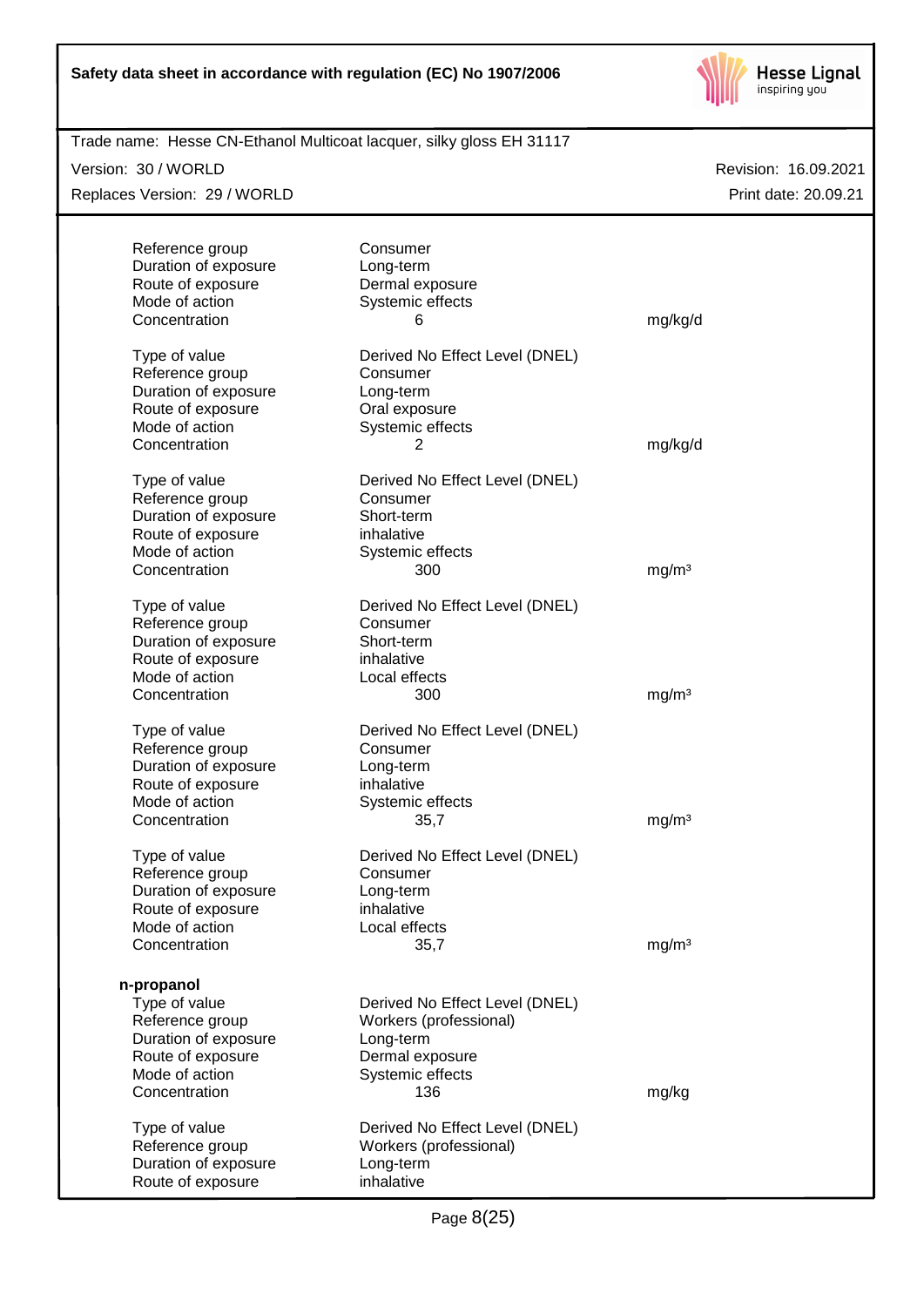| | | |
|---|---|---|
| Reference group | Consumer | |
| Duration of exposure | Long-term | |
| Route of exposure | Dermal exposure | |
| Mode of action | Systemic effects | |
| Concentration | 6 | mg/kg/d |

| | | |
|---|---|---|
| Type of value | Derived No Effect Level (DNEL) | |
| Reference group | Consumer | |
| Duration of exposure | Long-term | |
| Route of exposure | Oral exposure | |
| Mode of action | Systemic effects | |
| Concentration | 2 | mg/kg/d |

| | | |
|---|---|---|
| Type of value | Derived No Effect Level (DNEL) | |
| Reference group | Consumer | |
| Duration of exposure | Short-term | |
| Route of exposure | inhalative | |
| Mode of action | Systemic effects | |
| Concentration | 300 | mg/m³ |

| | | |
|---|---|---|
| Type of value | Derived No Effect Level (DNEL) | |
| Reference group | Consumer | |
| Duration of exposure | Short-term | |
| Route of exposure | inhalative | |
| Mode of action | Local effects | |
| Concentration | 300 | mg/m³ |

| | | |
|---|---|---|
| Type of value | Derived No Effect Level (DNEL) | |
| Reference group | Consumer | |
| Duration of exposure | Long-term | |
| Route of exposure | inhalative | |
| Mode of action | Systemic effects | |
| Concentration | 35,7 | mg/m³ |

| | | |
|---|---|---|
| Type of value | Derived No Effect Level (DNEL) | |
| Reference group | Consumer | |
| Duration of exposure | Long-term | |
| Route of exposure | inhalative | |
| Mode of action | Local effects | |
| Concentration | 35,7 | mg/m³ |

**n-propanol**

| | | |
|---|---|---|
| Type of value | Derived No Effect Level (DNEL) | |
| Reference group | Workers (professional) | |
| Duration of exposure | Long-term | |
| Route of exposure | Dermal exposure | |
| Mode of action | Systemic effects | |
| Concentration | 136 | mg/kg |

| | | |
|---|---|---|
| Type of value | Derived No Effect Level (DNEL) | |
| Reference group | Workers (professional) | |
| Duration of exposure | Long-term | |
| Route of exposure | inhalative | |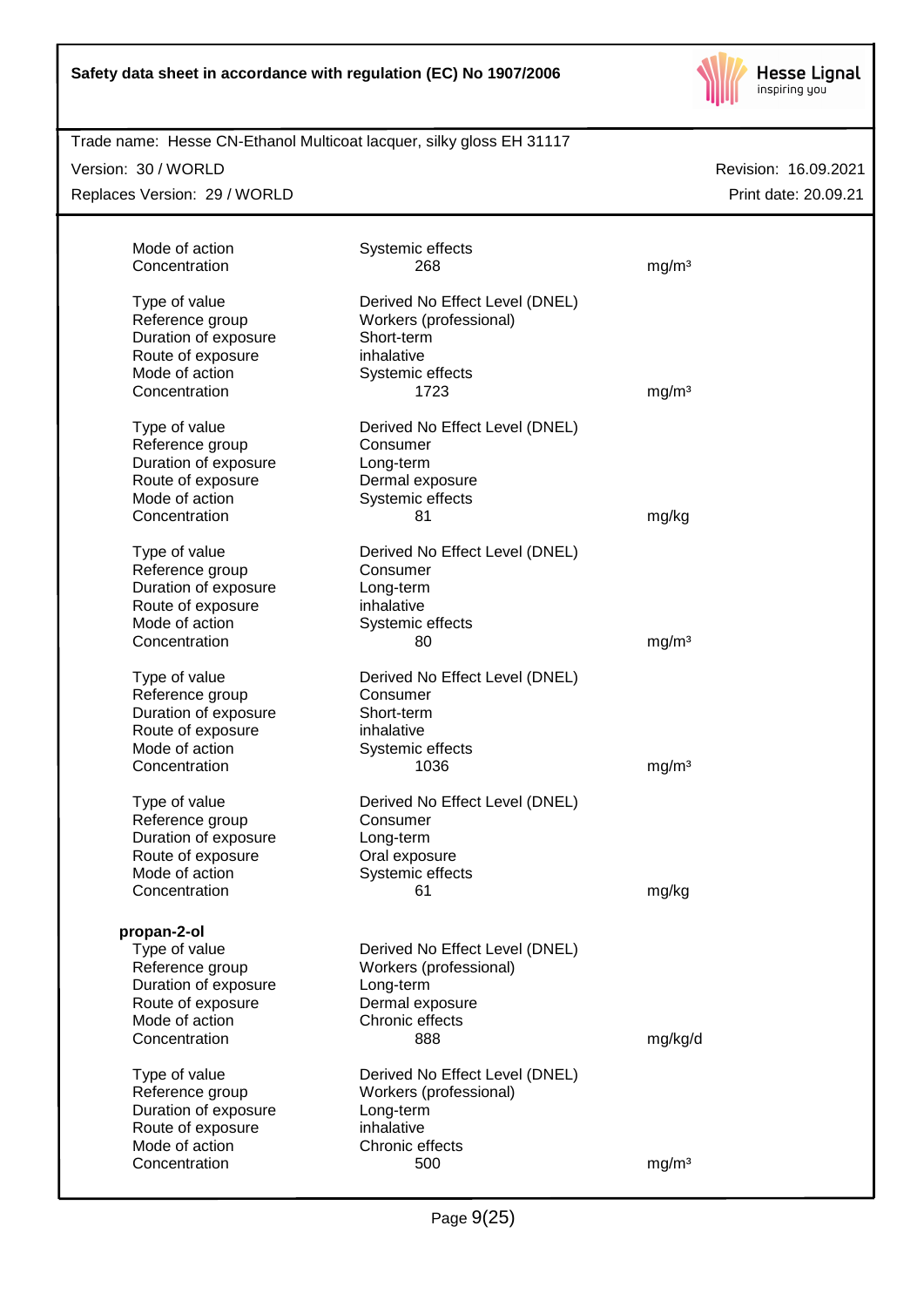| | | |
|---|---|---|
| Mode of action | Systemic effects | |
| Concentration | 268 | mg/m³ |
| | | |
| Type of value | Derived No Effect Level (DNEL) | |
| Reference group | Workers (professional) | |
| Duration of exposure | Short-term | |
| Route of exposure | inhalative | |
| Mode of action | Systemic effects | |
| Concentration | 1723 | mg/m³ |
| | | |
| Type of value | Derived No Effect Level (DNEL) | |
| Reference group | Consumer | |
| Duration of exposure | Long-term | |
| Route of exposure | Dermal exposure | |
| Mode of action | Systemic effects | |
| Concentration | 81 | mg/kg |
| | | |
| Type of value | Derived No Effect Level (DNEL) | |
| Reference group | Consumer | |
| Duration of exposure | Long-term | |
| Route of exposure | inhalative | |
| Mode of action | Systemic effects | |
| Concentration | 80 | mg/m³ |
| | | |
| Type of value | Derived No Effect Level (DNEL) | |
| Reference group | Consumer | |
| Duration of exposure | Short-term | |
| Route of exposure | inhalative | |
| Mode of action | Systemic effects | |
| Concentration | 1036 | mg/m³ |
| | | |
| Type of value | Derived No Effect Level (DNEL) | |
| Reference group | Consumer | |
| Duration of exposure | Long-term | |
| Route of exposure | Oral exposure | |
| Mode of action | Systemic effects | |
| Concentration | 61 | mg/kg |

**propan-2-ol**

| | | |
|---|---|---|
| Type of value | Derived No Effect Level (DNEL) | |
| Reference group | Workers (professional) | |
| Duration of exposure | Long-term | |
| Route of exposure | Dermal exposure | |
| Mode of action | Chronic effects | |
| Concentration | 888 | mg/kg/d |
| | | |
| Type of value | Derived No Effect Level (DNEL) | |
| Reference group | Workers (professional) | |
| Duration of exposure | Long-term | |
| Route of exposure | inhalative | |
| Mode of action | Chronic effects | |
| Concentration | 500 | mg/m³ |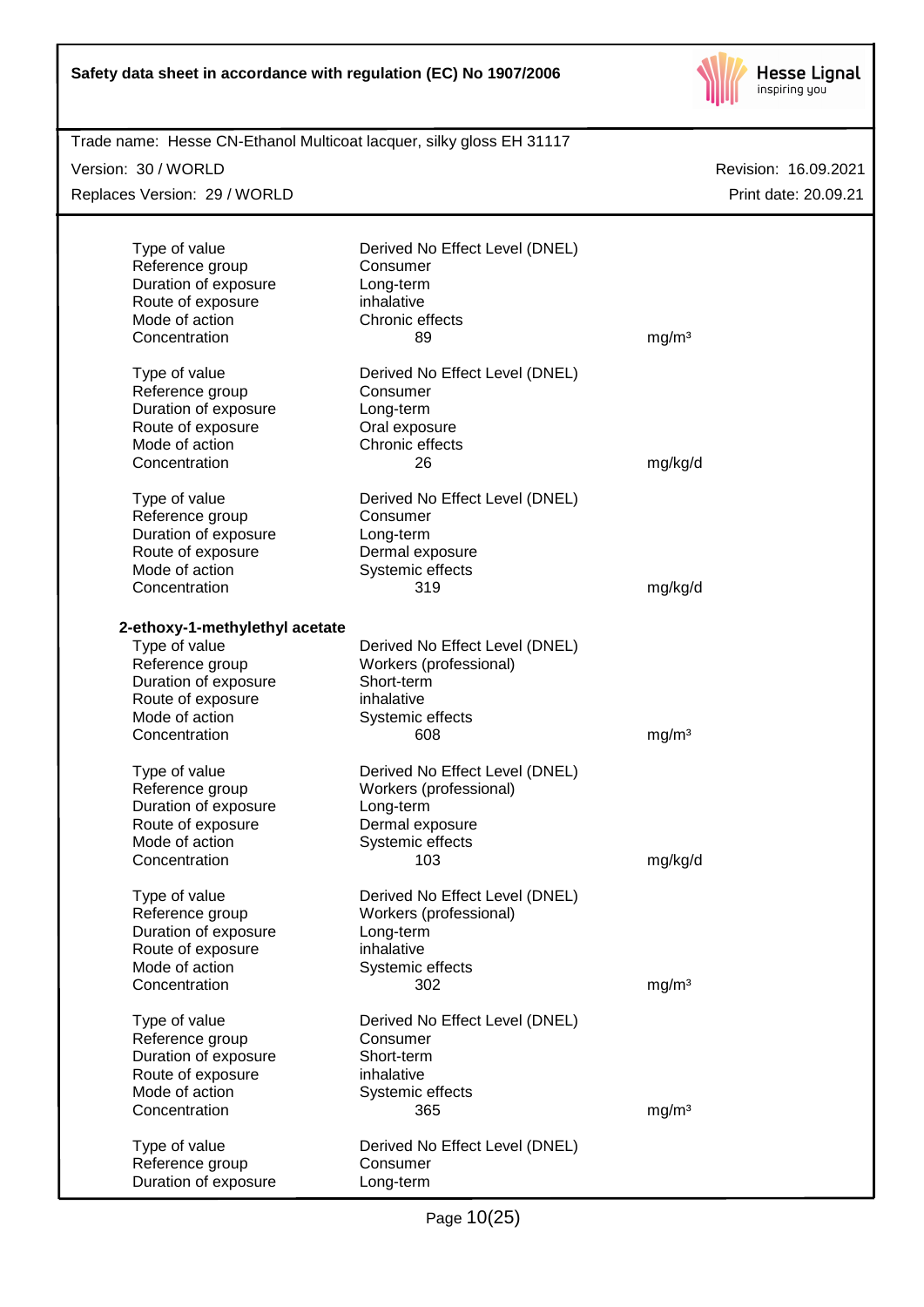| | | |
|---|---|---|
| Type of value | Derived No Effect Level (DNEL) | |
| Reference group | Consumer | |
| Duration of exposure | Long-term | |
| Route of exposure | inhalative | |
| Mode of action | Chronic effects | |
| Concentration | 89 | mg/m³ |

| | | |
|---|---|---|
| Type of value | Derived No Effect Level (DNEL) | |
| Reference group | Consumer | |
| Duration of exposure | Long-term | |
| Route of exposure | Oral exposure | |
| Mode of action | Chronic effects | |
| Concentration | 26 | mg/kg/d |

| | | |
|---|---|---|
| Type of value | Derived No Effect Level (DNEL) | |
| Reference group | Consumer | |
| Duration of exposure | Long-term | |
| Route of exposure | Dermal exposure | |
| Mode of action | Systemic effects | |
| Concentration | 319 | mg/kg/d |

**2-ethoxy-1-methylethyl acetate**

| | | |
|---|---|---|
| Type of value | Derived No Effect Level (DNEL) | |
| Reference group | Workers (professional) | |
| Duration of exposure | Short-term | |
| Route of exposure | inhalative | |
| Mode of action | Systemic effects | |
| Concentration | 608 | mg/m³ |

| | | |
|---|---|---|
| Type of value | Derived No Effect Level (DNEL) | |
| Reference group | Workers (professional) | |
| Duration of exposure | Long-term | |
| Route of exposure | Dermal exposure | |
| Mode of action | Systemic effects | |
| Concentration | 103 | mg/kg/d |

| | | |
|---|---|---|
| Type of value | Derived No Effect Level (DNEL) | |
| Reference group | Workers (professional) | |
| Duration of exposure | Long-term | |
| Route of exposure | inhalative | |
| Mode of action | Systemic effects | |
| Concentration | 302 | mg/m³ |

| | | |
|---|---|---|
| Type of value | Derived No Effect Level (DNEL) | |
| Reference group | Consumer | |
| Duration of exposure | Short-term | |
| Route of exposure | inhalative | |
| Mode of action | Systemic effects | |
| Concentration | 365 | mg/m³ |

| | | |
|---|---|---|
| Type of value | Derived No Effect Level (DNEL) | |
| Reference group | Consumer | |
| Duration of exposure | Long-term | |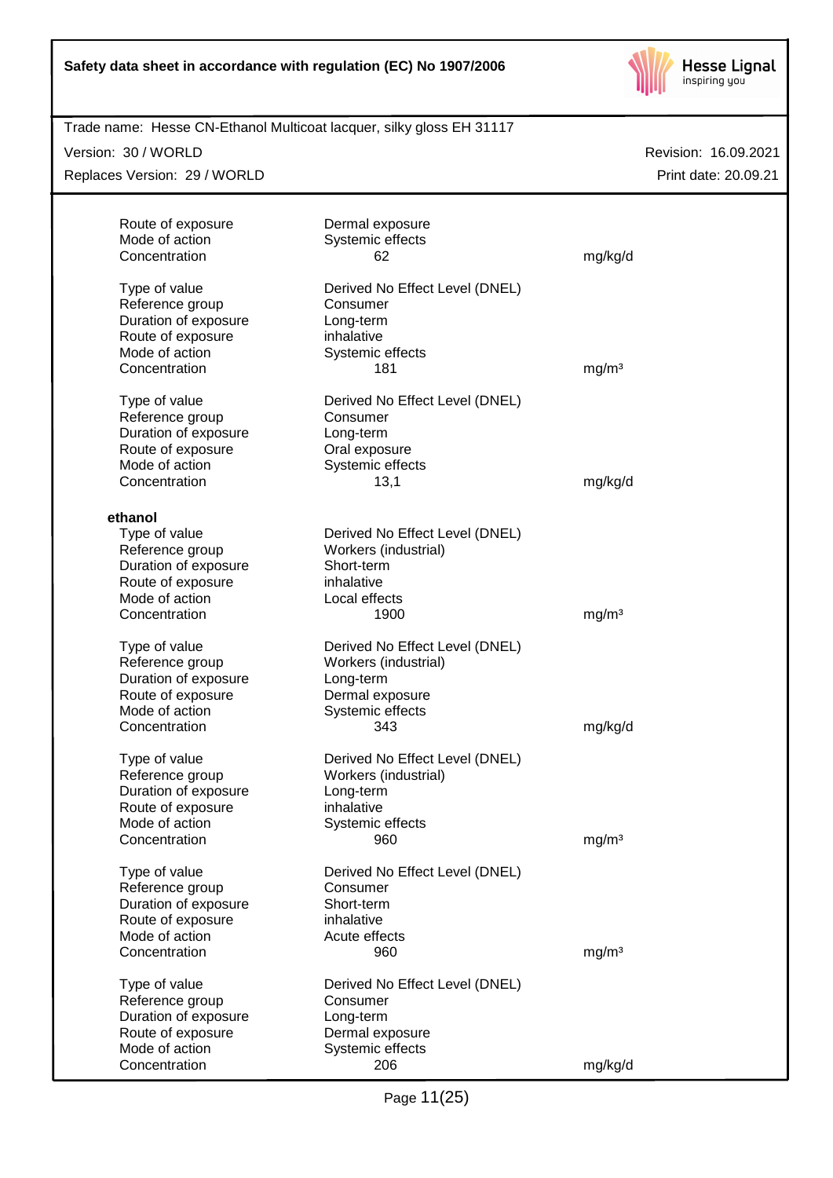| | | |
|---|---|---|
| Route of exposure | Dermal exposure | |
| Mode of action | Systemic effects | |
| Concentration | 62 | mg/kg/d |

| | | |
|---|---|---|
| Type of value | Derived No Effect Level (DNEL) | |
| Reference group | Consumer | |
| Duration of exposure | Long-term | |
| Route of exposure | inhalative | |
| Mode of action | Systemic effects | |
| Concentration | 181 | mg/m³ |

| | | |
|---|---|---|
| Type of value | Derived No Effect Level (DNEL) | |
| Reference group | Consumer | |
| Duration of exposure | Long-term | |
| Route of exposure | Oral exposure | |
| Mode of action | Systemic effects | |
| Concentration | 13,1 | mg/kg/d |

**ethanol**

| | | |
|---|---|---|
| Type of value | Derived No Effect Level (DNEL) | |
| Reference group | Workers (industrial) | |
| Duration of exposure | Short-term | |
| Route of exposure | inhalative | |
| Mode of action | Local effects | |
| Concentration | 1900 | mg/m³ |

| | | |
|---|---|---|
| Type of value | Derived No Effect Level (DNEL) | |
| Reference group | Workers (industrial) | |
| Duration of exposure | Long-term | |
| Route of exposure | Dermal exposure | |
| Mode of action | Systemic effects | |
| Concentration | 343 | mg/kg/d |

| | | |
|---|---|---|
| Type of value | Derived No Effect Level (DNEL) | |
| Reference group | Workers (industrial) | |
| Duration of exposure | Long-term | |
| Route of exposure | inhalative | |
| Mode of action | Systemic effects | |
| Concentration | 960 | mg/m³ |

| | | |
|---|---|---|
| Type of value | Derived No Effect Level (DNEL) | |
| Reference group | Consumer | |
| Duration of exposure | Short-term | |
| Route of exposure | inhalative | |
| Mode of action | Acute effects | |
| Concentration | 960 | mg/m³ |

| | | |
|---|---|---|
| Type of value | Derived No Effect Level (DNEL) | |
| Reference group | Consumer | |
| Duration of exposure | Long-term | |
| Route of exposure | Dermal exposure | |
| Mode of action | Systemic effects | |
| Concentration | 206 | mg/kg/d |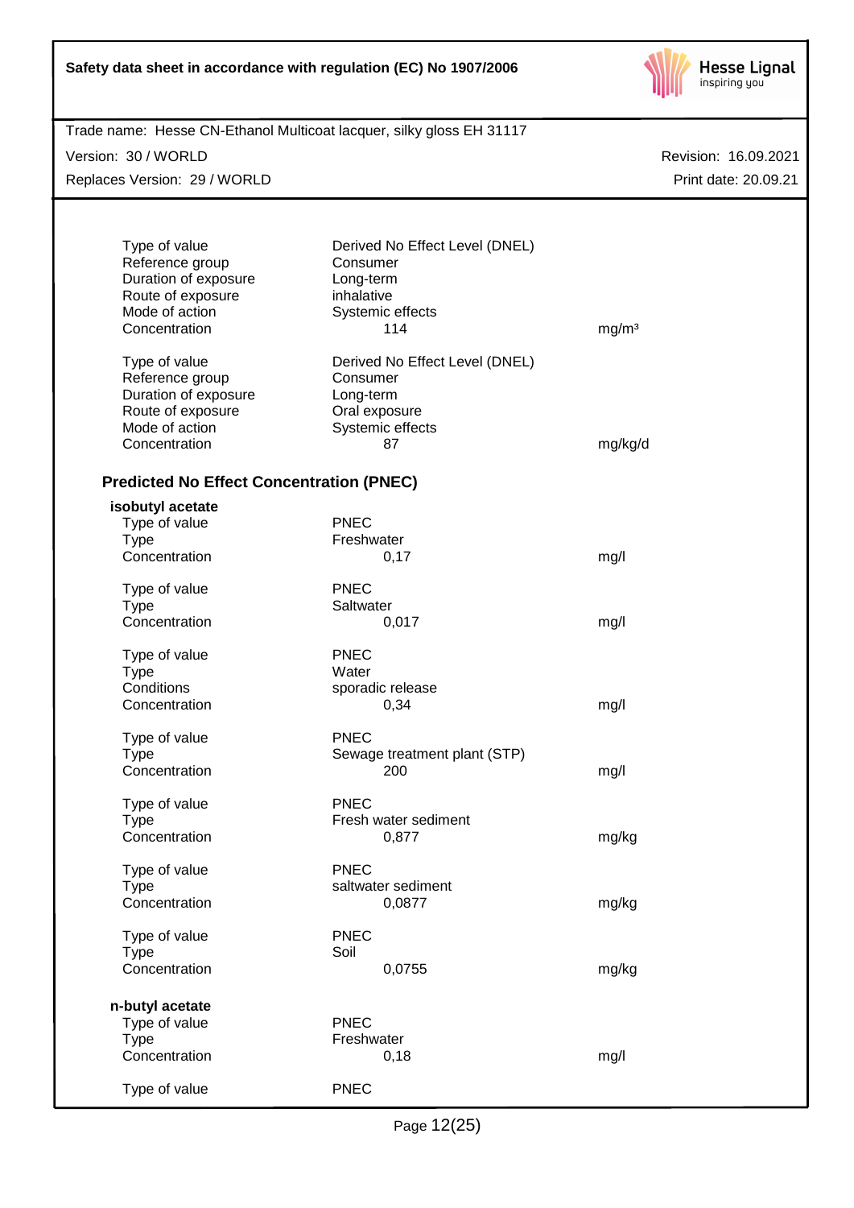| | | |
|---|---|---|
| Type of value | Derived No Effect Level (DNEL) | |
| Reference group | Consumer | |
| Duration of exposure | Long-term | |
| Route of exposure | inhalative | |
| Mode of action | Systemic effects | |
| Concentration | 114 | mg/m³ |

| | | |
|---|---|---|
| Type of value | Derived No Effect Level (DNEL) | |
| Reference group | Consumer | |
| Duration of exposure | Long-term | |
| Route of exposure | Oral exposure | |
| Mode of action | Systemic effects | |
| Concentration | 87 | mg/kg/d |

## Predicted No Effect Concentration (PNEC)

**isobutyl acetate**

| | | |
|---|---|---|
| Type of value | PNEC | |
| Type | Freshwater | |
| Concentration | 0,17 | mg/l |

| | | |
|---|---|---|
| Type of value | PNEC | |
| Type | Saltwater | |
| Concentration | 0,017 | mg/l |

| | | |
|---|---|---|
| Type of value | PNEC | |
| Type | Water | |
| Conditions | sporadic release | |
| Concentration | 0,34 | mg/l |

| | | |
|---|---|---|
| Type of value | PNEC | |
| Type | Sewage treatment plant (STP) | |
| Concentration | 200 | mg/l |

| | | |
|---|---|---|
| Type of value | PNEC | |
| Type | Fresh water sediment | |
| Concentration | 0,877 | mg/kg |

| | | |
|---|---|---|
| Type of value | PNEC | |
| Type | saltwater sediment | |
| Concentration | 0,0877 | mg/kg |

| | | |
|---|---|---|
| Type of value | PNEC | |
| Type | Soil | |
| Concentration | 0,0755 | mg/kg |

**n-butyl acetate**

| | | |
|---|---|---|
| Type of value | PNEC | |
| Type | Freshwater | |
| Concentration | 0,18 | mg/l |

| | | |
|---|---|---|
| Type of value | PNEC | |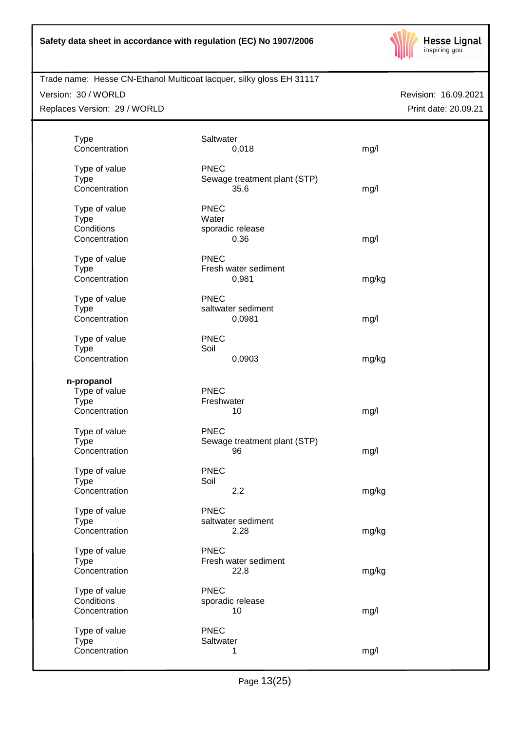| | | |
|---|---|---|
| Type | Saltwater | |
| Concentration | 0,018 | mg/l |
| | | |
| Type of value | PNEC | |
| Type | Sewage treatment plant (STP) | |
| Concentration | 35,6 | mg/l |
| | | |
| Type of value | PNEC | |
| Type | Water | |
| Conditions | sporadic release | |
| Concentration | 0,36 | mg/l |
| | | |
| Type of value | PNEC | |
| Type | Fresh water sediment | |
| Concentration | 0,981 | mg/kg |
| | | |
| Type of value | PNEC | |
| Type | saltwater sediment | |
| Concentration | 0,0981 | mg/l |
| | | |
| Type of value | PNEC | |
| Type | Soil | |
| Concentration | 0,0903 | mg/kg |

**n-propanol**

| | | |
|---|---|---|
| Type of value | PNEC | |
| Type | Freshwater | |
| Concentration | 10 | mg/l |
| | | |
| Type of value | PNEC | |
| Type | Sewage treatment plant (STP) | |
| Concentration | 96 | mg/l |
| | | |
| Type of value | PNEC | |
| Type | Soil | |
| Concentration | 2,2 | mg/kg |
| | | |
| Type of value | PNEC | |
| Type | saltwater sediment | |
| Concentration | 2,28 | mg/kg |
| | | |
| Type of value | PNEC | |
| Type | Fresh water sediment | |
| Concentration | 22,8 | mg/kg |
| | | |
| Type of value | PNEC | |
| Conditions | sporadic release | |
| Concentration | 10 | mg/l |
| | | |
| Type of value | PNEC | |
| Type | Saltwater | |
| Concentration | 1 | mg/l |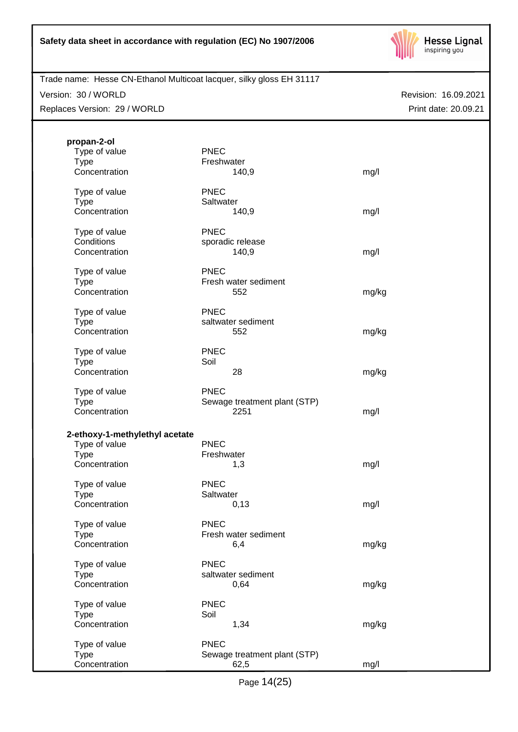**propan-2-ol**

| | | |
|---|---|---|
| Type of value | PNEC | |
| Type | Freshwater | |
| Concentration | 140,9 | mg/l |
| | | |
| Type of value | PNEC | |
| Type | Saltwater | |
| Concentration | 140,9 | mg/l |
| | | |
| Type of value | PNEC | |
| Conditions | sporadic release | |
| Concentration | 140,9 | mg/l |
| | | |
| Type of value | PNEC | |
| Type | Fresh water sediment | |
| Concentration | 552 | mg/kg |
| | | |
| Type of value | PNEC | |
| Type | saltwater sediment | |
| Concentration | 552 | mg/kg |
| | | |
| Type of value | PNEC | |
| Type | Soil | |
| Concentration | 28 | mg/kg |
| | | |
| Type of value | PNEC | |
| Type | Sewage treatment plant (STP) | |
| Concentration | 2251 | mg/l |

**2-ethoxy-1-methylethyl acetate**

| | | |
|---|---|---|
| Type of value | PNEC | |
| Type | Freshwater | |
| Concentration | 1,3 | mg/l |
| | | |
| Type of value | PNEC | |
| Type | Saltwater | |
| Concentration | 0,13 | mg/l |
| | | |
| Type of value | PNEC | |
| Type | Fresh water sediment | |
| Concentration | 6,4 | mg/kg |
| | | |
| Type of value | PNEC | |
| Type | saltwater sediment | |
| Concentration | 0,64 | mg/kg |
| | | |
| Type of value | PNEC | |
| Type | Soil | |
| Concentration | 1,34 | mg/kg |
| | | |
| Type of value | PNEC | |
| Type | Sewage treatment plant (STP) | |
| Concentration | 62,5 | mg/l |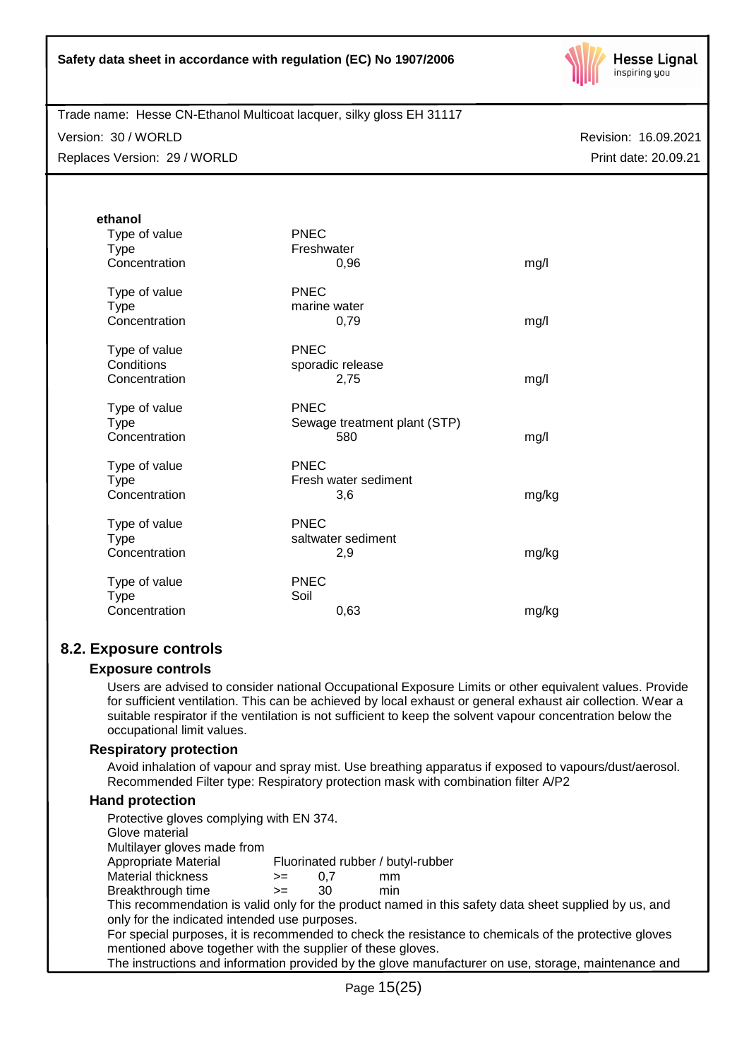**ethanol**

| | | |
|---|---|---|
| Type of value | PNEC | |
| Type | Freshwater | |
| Concentration | 0,96 | mg/l |

| | | |
|---|---|---|
| Type of value | PNEC | |
| Type | marine water | |
| Concentration | 0,79 | mg/l |

| | | |
|---|---|---|
| Type of value | PNEC | |
| Conditions | sporadic release | |
| Concentration | 2,75 | mg/l |

| | | |
|---|---|---|
| Type of value | PNEC | |
| Type | Sewage treatment plant (STP) | |
| Concentration | 580 | mg/l |

| | | |
|---|---|---|
| Type of value | PNEC | |
| Type | Fresh water sediment | |
| Concentration | 3,6 | mg/kg |

| | | |
|---|---|---|
| Type of value | PNEC | |
| Type | saltwater sediment | |
| Concentration | 2,9 | mg/kg |

| | | |
|---|---|---|
| Type of value | PNEC | |
| Type | Soil | |
| Concentration | 0,63 | mg/kg |

## 8.2. Exposure controls

### Exposure controls

Users are advised to consider national Occupational Exposure Limits or other equivalent values. Provide for sufficient ventilation. This can be achieved by local exhaust or general exhaust air collection. Wear a suitable respirator if the ventilation is not sufficient to keep the solvent vapour concentration below the occupational limit values.

### Respiratory protection

Avoid inhalation of vapour and spray mist. Use breathing apparatus if exposed to vapours/dust/aerosol. Recommended Filter type: Respiratory protection mask with combination filter A/P2

### Hand protection

Protective gloves complying with EN 374.
Glove material
Multilayer gloves made from

| | | | |
|---|---|---|---|
| Appropriate Material | Fluorinated rubber / butyl-rubber | | |
| Material thickness | >= | 0,7 | mm |
| Breakthrough time | >= | 30 | min |

This recommendation is valid only for the product named in this safety data sheet supplied by us, and only for the indicated intended use purposes.
For special purposes, it is recommended to check the resistance to chemicals of the protective gloves mentioned above together with the supplier of these gloves.
The instructions and information provided by the glove manufacturer on use, storage, maintenance and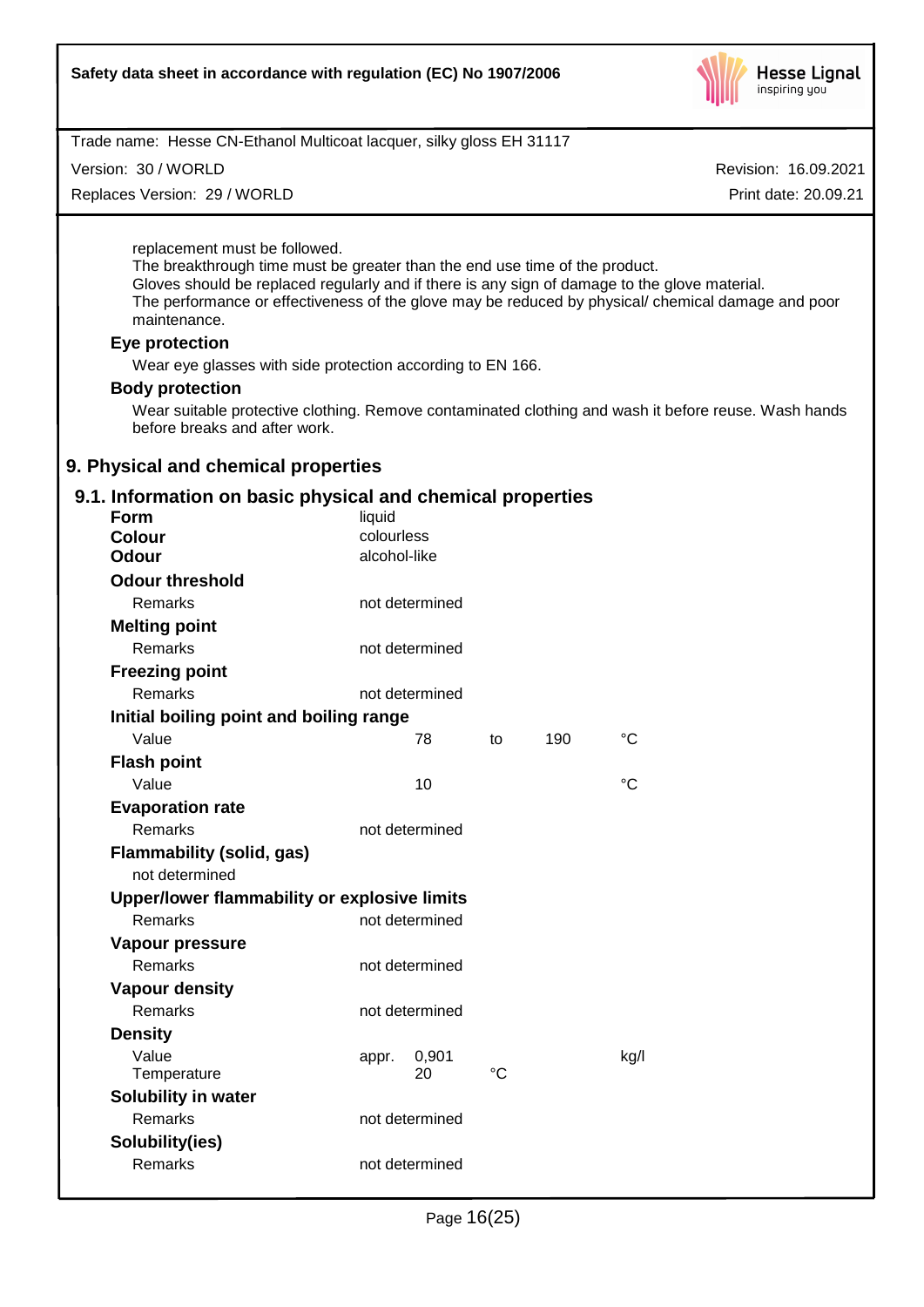replacement must be followed.
The breakthrough time must be greater than the end use time of the product.
Gloves should be replaced regularly and if there is any sign of damage to the glove material.
The performance or effectiveness of the glove may be reduced by physical/ chemical damage and poor maintenance.

**Eye protection**

Wear eye glasses with side protection according to EN 166.

**Body protection**

Wear suitable protective clothing. Remove contaminated clothing and wash it before reuse. Wash hands before breaks and after work.

## 9. Physical and chemical properties

### 9.1. Information on basic physical and chemical properties

| | | | | | |
|---|---|---|---|---|---|
| **Form** | liquid | | | | |
| **Colour** | colourless | | | | |
| **Odour** | alcohol-like | | | | |
| **Odour threshold** | | | | | |
| Remarks | not determined | | | | |
| **Melting point** | | | | | |
| Remarks | not determined | | | | |
| **Freezing point** | | | | | |
| Remarks | not determined | | | | |
| **Initial boiling point and boiling range** | | | | | |
| Value | | 78 | to | 190 | °C |
| **Flash point** | | | | | |
| Value | | 10 | | | °C |
| **Evaporation rate** | | | | | |
| Remarks | not determined | | | | |
| **Flammability (solid, gas)** | | | | | |
| not determined | | | | | |
| **Upper/lower flammability or explosive limits** | | | | | |
| Remarks | not determined | | | | |
| **Vapour pressure** | | | | | |
| Remarks | not determined | | | | |
| **Vapour density** | | | | | |
| Remarks | not determined | | | | |
| **Density** | | | | | |
| Value | appr. | 0,901 | | | kg/l |
| Temperature | | 20 | °C | | |
| **Solubility in water** | | | | | |
| Remarks | not determined | | | | |
| **Solubility(ies)** | | | | | |
| Remarks | not determined | | | | |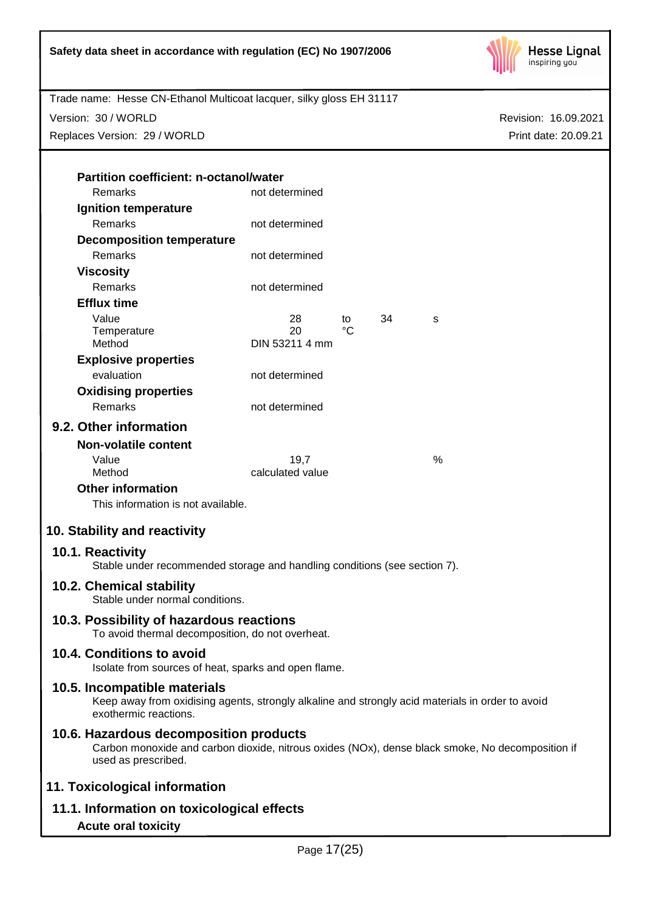**Partition coefficient: n-octanol/water**

| | | | | |
|---|---|---|---|---|
| Remarks | not determined | | | |

**Ignition temperature**

| | |
|---|---|
| Remarks | not determined |

**Decomposition temperature**

| | |
|---|---|
| Remarks | not determined |

**Viscosity**

| | |
|---|---|
| Remarks | not determined |

**Efflux time**

| | | | | |
|---|---|---|---|---|
| Value | 28 | to | 34 | s |
| Temperature | 20 | °C | | |
| Method | DIN 53211 4 mm | | | |

**Explosive properties**

| | |
|---|---|
| evaluation | not determined |

**Oxidising properties**

| | |
|---|---|
| Remarks | not determined |

### 9.2. Other information

**Non-volatile content**

| | | |
|---|---|---|
| Value | 19,7 | % |
| Method | calculated value | |

**Other information**

This information is not available.

## 10. Stability and reactivity

### 10.1. Reactivity

Stable under recommended storage and handling conditions (see section 7).

### 10.2. Chemical stability

Stable under normal conditions.

### 10.3. Possibility of hazardous reactions

To avoid thermal decomposition, do not overheat.

### 10.4. Conditions to avoid

Isolate from sources of heat, sparks and open flame.

### 10.5. Incompatible materials

Keep away from oxidising agents, strongly alkaline and strongly acid materials in order to avoid exothermic reactions.

### 10.6. Hazardous decomposition products

Carbon monoxide and carbon dioxide, nitrous oxides (NOx), dense black smoke, No decomposition if used as prescribed.

## 11. Toxicological information

### 11.1. Information on toxicological effects

**Acute oral toxicity**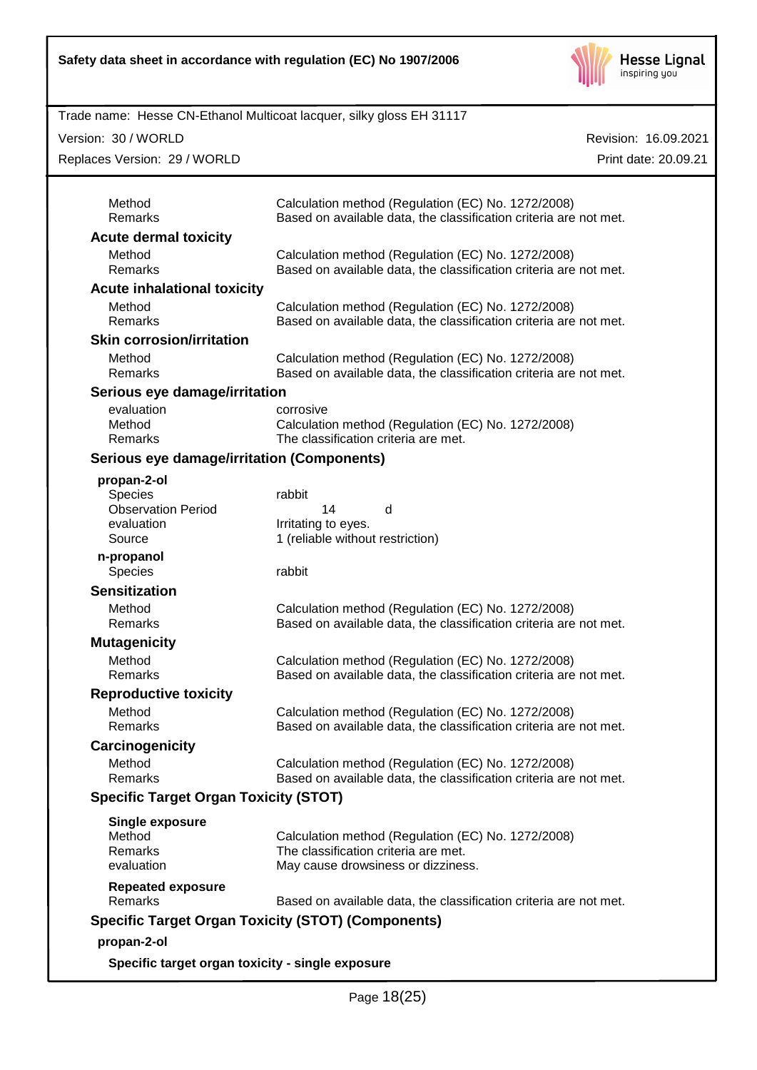| | |
|---|---|
| Method | Calculation method (Regulation (EC) No. 1272/2008) |
| Remarks | Based on available data, the classification criteria are not met. |

**Acute dermal toxicity**

| | |
|---|---|
| Method | Calculation method (Regulation (EC) No. 1272/2008) |
| Remarks | Based on available data, the classification criteria are not met. |

**Acute inhalational toxicity**

| | |
|---|---|
| Method | Calculation method (Regulation (EC) No. 1272/2008) |
| Remarks | Based on available data, the classification criteria are not met. |

**Skin corrosion/irritation**

| | |
|---|---|
| Method | Calculation method (Regulation (EC) No. 1272/2008) |
| Remarks | Based on available data, the classification criteria are not met. |

**Serious eye damage/irritation**

| | |
|---|---|
| evaluation | corrosive |
| Method | Calculation method (Regulation (EC) No. 1272/2008) |
| Remarks | The classification criteria are met. |

**Serious eye damage/irritation (Components)**

**propan-2-ol**

| | |
|---|---|
| Species | rabbit |
| Observation Period | 14 d |
| evaluation | Irritating to eyes. |
| Source | 1 (reliable without restriction) |

**n-propanol**

| | |
|---|---|
| Species | rabbit |

**Sensitization**

| | |
|---|---|
| Method | Calculation method (Regulation (EC) No. 1272/2008) |
| Remarks | Based on available data, the classification criteria are not met. |

**Mutagenicity**

| | |
|---|---|
| Method | Calculation method (Regulation (EC) No. 1272/2008) |
| Remarks | Based on available data, the classification criteria are not met. |

**Reproductive toxicity**

| | |
|---|---|
| Method | Calculation method (Regulation (EC) No. 1272/2008) |
| Remarks | Based on available data, the classification criteria are not met. |

**Carcinogenicity**

| | |
|---|---|
| Method | Calculation method (Regulation (EC) No. 1272/2008) |
| Remarks | Based on available data, the classification criteria are not met. |

**Specific Target Organ Toxicity (STOT)**

**Single exposure**

| | |
|---|---|
| Method | Calculation method (Regulation (EC) No. 1272/2008) |
| Remarks | The classification criteria are met. |
| evaluation | May cause drowsiness or dizziness. |

**Repeated exposure**

| | |
|---|---|
| Remarks | Based on available data, the classification criteria are not met. |

**Specific Target Organ Toxicity (STOT) (Components)**

**propan-2-ol**

**Specific target organ toxicity - single exposure**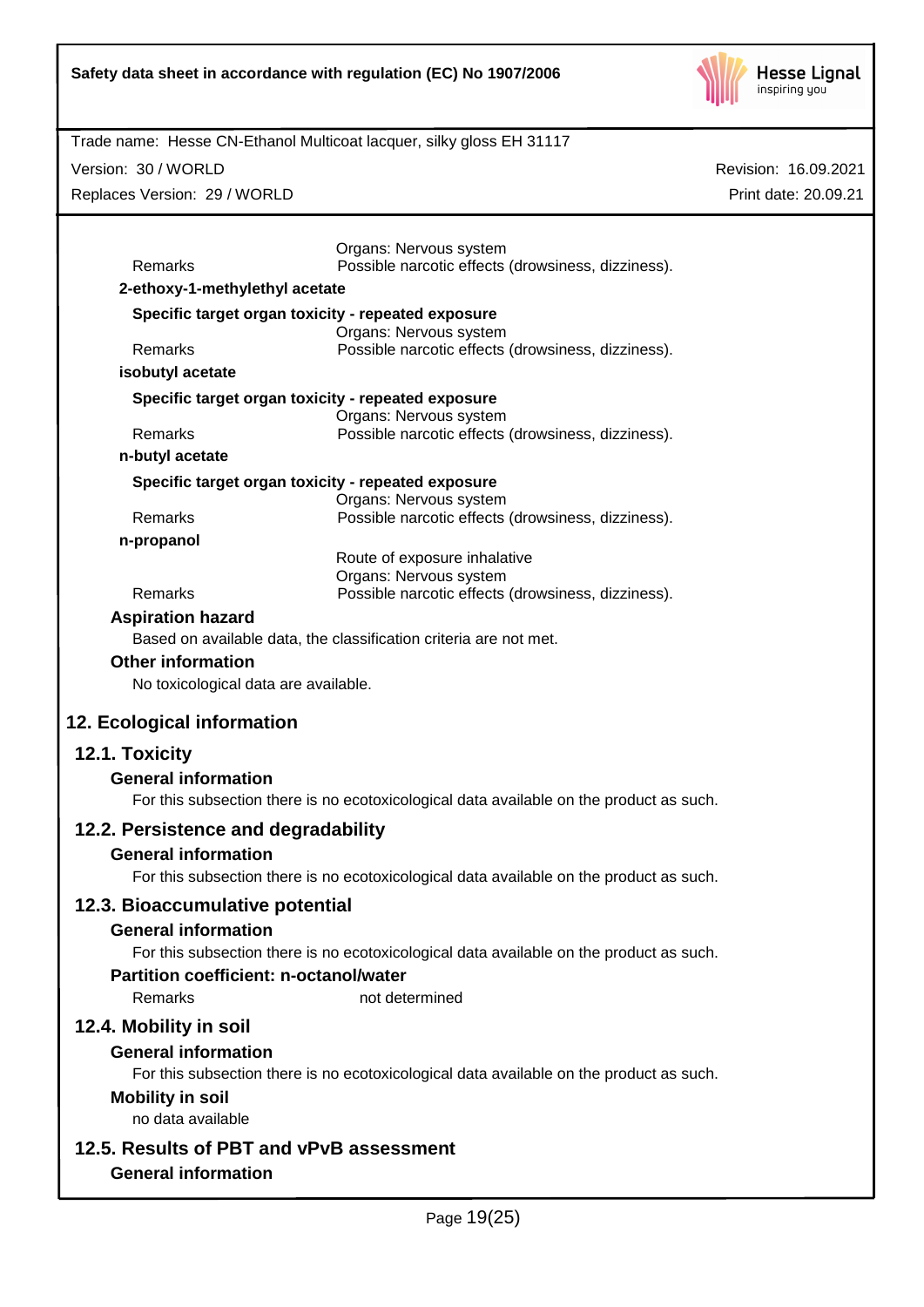Organs: Nervous system

Remarks Possible narcotic effects (drowsiness, dizziness).

**2-ethoxy-1-methylethyl acetate**

**Specific target organ toxicity - repeated exposure**

Organs: Nervous system

Remarks Possible narcotic effects (drowsiness, dizziness).

**isobutyl acetate**

**Specific target organ toxicity - repeated exposure**

Organs: Nervous system

Remarks Possible narcotic effects (drowsiness, dizziness).

**n-butyl acetate**

**Specific target organ toxicity - repeated exposure**

Organs: Nervous system

Remarks Possible narcotic effects (drowsiness, dizziness).

**n-propanol**

Route of exposure inhalative

Organs: Nervous system

Remarks Possible narcotic effects (drowsiness, dizziness).

**Aspiration hazard**

Based on available data, the classification criteria are not met.

**Other information**

No toxicological data are available.

## 12. Ecological information

### 12.1. Toxicity

**General information**

For this subsection there is no ecotoxicological data available on the product as such.

### 12.2. Persistence and degradability

**General information**

For this subsection there is no ecotoxicological data available on the product as such.

### 12.3. Bioaccumulative potential

**General information**

For this subsection there is no ecotoxicological data available on the product as such.

**Partition coefficient: n-octanol/water**

Remarks not determined

### 12.4. Mobility in soil

**General information**

For this subsection there is no ecotoxicological data available on the product as such.

**Mobility in soil**

no data available

### 12.5. Results of PBT and vPvB assessment

**General information**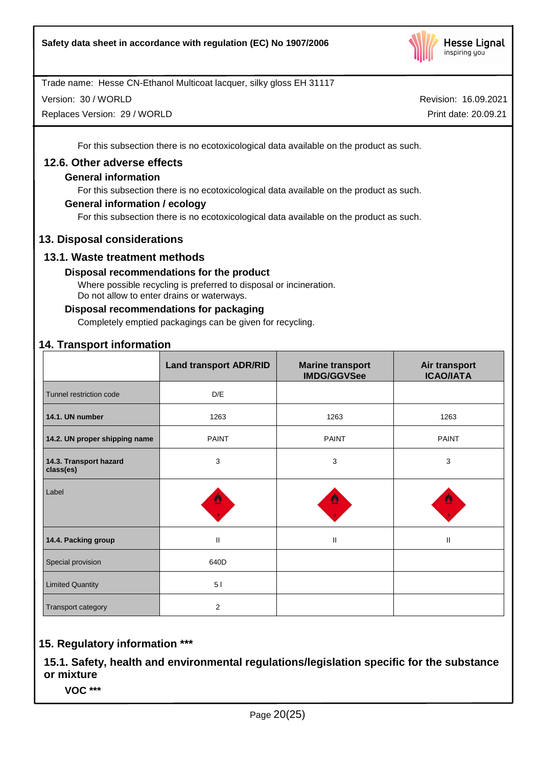For this subsection there is no ecotoxicological data available on the product as such.

## 12.6. Other adverse effects

### General information

For this subsection there is no ecotoxicological data available on the product as such.

### General information / ecology

For this subsection there is no ecotoxicological data available on the product as such.

# 13. Disposal considerations

## 13.1. Waste treatment methods

### Disposal recommendations for the product

Where possible recycling is preferred to disposal or incineration.
Do not allow to enter drains or waterways.

### Disposal recommendations for packaging

Completely emptied packagings can be given for recycling.

# 14. Transport information

| | Land transport ADR/RID | Marine transport IMDG/GGVSee | Air transport ICAO/IATA |
|---|---|---|---|
| Tunnel restriction code | D/E | | |
| **14.1. UN number** | 1263 | 1263 | 1263 |
| **14.2. UN proper shipping name** | PAINT | PAINT | PAINT |
| **14.3. Transport hazard class(es)** | 3 | 3 | 3 |
| Label | | | |
| **14.4. Packing group** | II | II | II |
| Special provision | 640D | | |
| Limited Quantity | 5 l | | |
| Transport category | 2 | | |

# 15. Regulatory information ***

## 15.1. Safety, health and environmental regulations/legislation specific for the substance or mixture

### VOC ***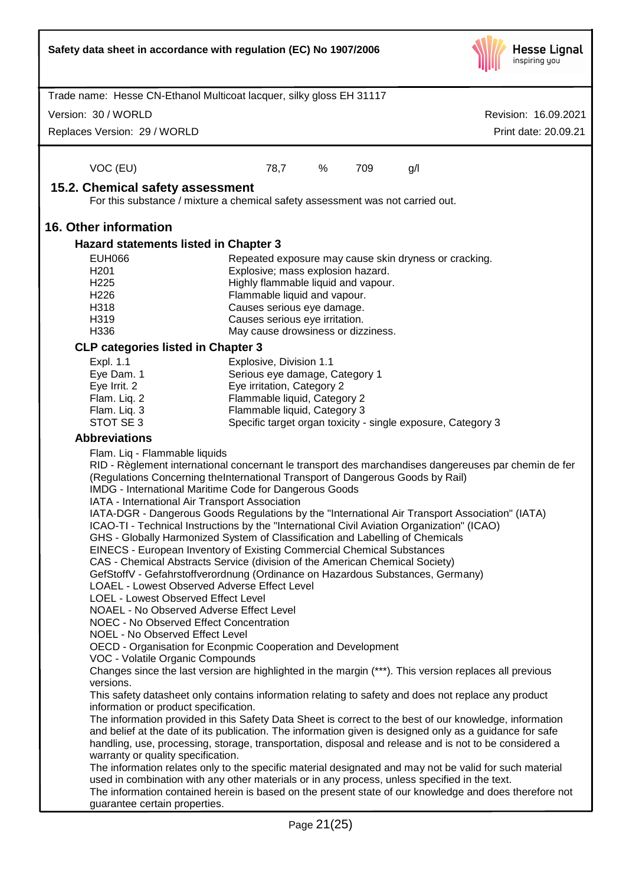| VOC (EU) | 78,7 | % | 709 | g/l |
|---|---|---|---|---|

## 15.2. Chemical safety assessment

For this substance / mixture a chemical safety assessment was not carried out.

# 16. Other information

### Hazard statements listed in Chapter 3

| | |
|---|---|
| EUH066 | Repeated exposure may cause skin dryness or cracking. |
| H201 | Explosive; mass explosion hazard. |
| H225 | Highly flammable liquid and vapour. |
| H226 | Flammable liquid and vapour. |
| H318 | Causes serious eye damage. |
| H319 | Causes serious eye irritation. |
| H336 | May cause drowsiness or dizziness. |

### CLP categories listed in Chapter 3

| | |
|---|---|
| Expl. 1.1 | Explosive, Division 1.1 |
| Eye Dam. 1 | Serious eye damage, Category 1 |
| Eye Irrit. 2 | Eye irritation, Category 2 |
| Flam. Liq. 2 | Flammable liquid, Category 2 |
| Flam. Liq. 3 | Flammable liquid, Category 3 |
| STOT SE 3 | Specific target organ toxicity - single exposure, Category 3 |

### Abbreviations

Flam. Liq - Flammable liquids
RID - Règlement international concernant le transport des marchandises dangereuses par chemin de fer (Regulations Concerning theInternational Transport of Dangerous Goods by Rail)
IMDG - International Maritime Code for Dangerous Goods
IATA - International Air Transport Association
IATA-DGR - Dangerous Goods Regulations by the "International Air Transport Association" (IATA)
ICAO-TI - Technical Instructions by the "International Civil Aviation Organization" (ICAO)
GHS - Globally Harmonized System of Classification and Labelling of Chemicals
EINECS - European Inventory of Existing Commercial Chemical Substances
CAS - Chemical Abstracts Service (division of the American Chemical Society)
GefStoffV - Gefahrstoffverordnung (Ordinance on Hazardous Substances, Germany)
LOAEL - Lowest Observed Adverse Effect Level
LOEL - Lowest Observed Effect Level
NOAEL - No Observed Adverse Effect Level
NOEC - No Observed Effect Concentration
NOEL - No Observed Effect Level
OECD - Organisation for Econpmic Cooperation and Development
VOC - Volatile Organic Compounds

Changes since the last version are highlighted in the margin (***). This version replaces all previous versions.

This safety datasheet only contains information relating to safety and does not replace any product information or product specification.

The information provided in this Safety Data Sheet is correct to the best of our knowledge, information and belief at the date of its publication. The information given is designed only as a guidance for safe handling, use, processing, storage, transportation, disposal and release and is not to be considered a warranty or quality specification.

The information relates only to the specific material designated and may not be valid for such material used in combination with any other materials or in any process, unless specified in the text.

The information contained herein is based on the present state of our knowledge and does therefore not guarantee certain properties.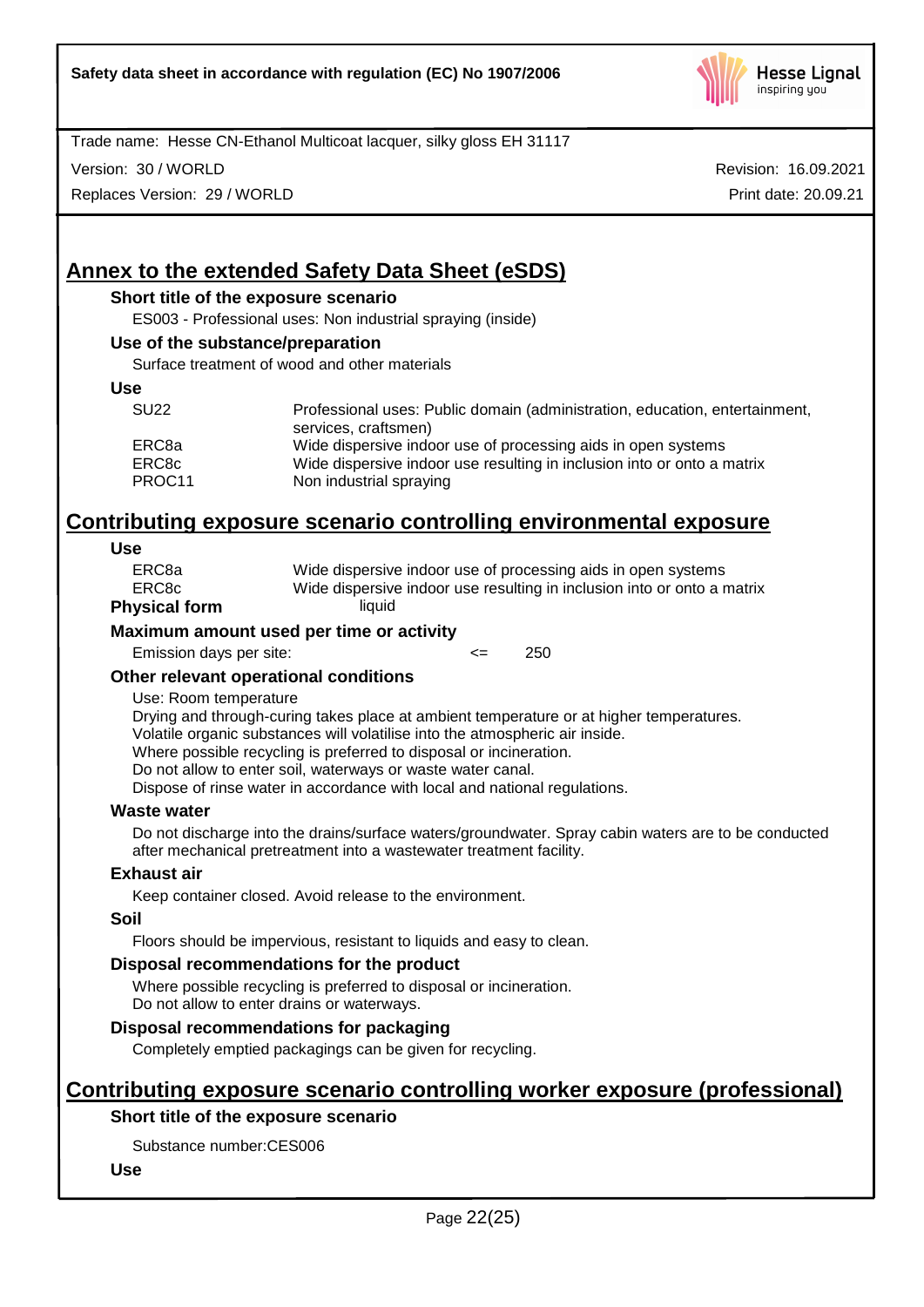## Annex to the extended Safety Data Sheet (eSDS)

### Short title of the exposure scenario

ES003 - Professional uses: Non industrial spraying (inside)

### Use of the substance/preparation

Surface treatment of wood and other materials

### Use

| | |
|---|---|
| SU22 | Professional uses: Public domain (administration, education, entertainment, services, craftsmen) |
| ERC8a | Wide dispersive indoor use of processing aids in open systems |
| ERC8c | Wide dispersive indoor use resulting in inclusion into or onto a matrix |
| PROC11 | Non industrial spraying |

## Contributing exposure scenario controlling environmental exposure

### Use

| | |
|---|---|
| ERC8a | Wide dispersive indoor use of processing aids in open systems |
| ERC8c | Wide dispersive indoor use resulting in inclusion into or onto a matrix |

**Physical form** liquid

### Maximum amount used per time or activity

Emission days per site: <= 250

### Other relevant operational conditions

Use: Room temperature
Drying and through-curing takes place at ambient temperature or at higher temperatures.
Volatile organic substances will volatilise into the atmospheric air inside.
Where possible recycling is preferred to disposal or incineration.
Do not allow to enter soil, waterways or waste water canal.
Dispose of rinse water in accordance with local and national regulations.

### Waste water

Do not discharge into the drains/surface waters/groundwater. Spray cabin waters are to be conducted after mechanical pretreatment into a wastewater treatment facility.

### Exhaust air

Keep container closed. Avoid release to the environment.

### Soil

Floors should be impervious, resistant to liquids and easy to clean.

### Disposal recommendations for the product

Where possible recycling is preferred to disposal or incineration.
Do not allow to enter drains or waterways.

### Disposal recommendations for packaging

Completely emptied packagings can be given for recycling.

## Contributing exposure scenario controlling worker exposure (professional)

### Short title of the exposure scenario

Substance number:CES006

### Use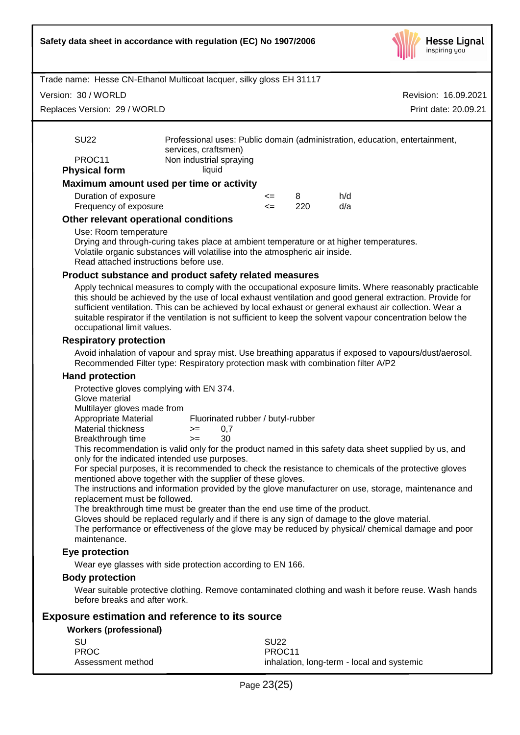| | |
|---|---|
| SU22 | Professional uses: Public domain (administration, education, entertainment, services, craftsmen) |
| PROC11 | Non industrial spraying |

**Physical form** liquid

### Maximum amount used per time or activity

| | | | |
|---|---|---|---|
| Duration of exposure | <= | 8 | h/d |
| Frequency of exposure | <= | 220 | d/a |

### Other relevant operational conditions

Use: Room temperature
Drying and through-curing takes place at ambient temperature or at higher temperatures.
Volatile organic substances will volatilise into the atmospheric air inside.
Read attached instructions before use.

### Product substance and product safety related measures

Apply technical measures to comply with the occupational exposure limits. Where reasonably practicable this should be achieved by the use of local exhaust ventilation and good general extraction. Provide for sufficient ventilation. This can be achieved by local exhaust or general exhaust air collection. Wear a suitable respirator if the ventilation is not sufficient to keep the solvent vapour concentration below the occupational limit values.

### Respiratory protection

Avoid inhalation of vapour and spray mist. Use breathing apparatus if exposed to vapours/dust/aerosol.
Recommended Filter type: Respiratory protection mask with combination filter A/P2

### Hand protection

Protective gloves complying with EN 374.
Glove material
Multilayer gloves made from

| | | |
|---|---|---|
| Appropriate Material | Fluorinated rubber / butyl-rubber | |
| Material thickness | >= | 0,7 |
| Breakthrough time | >= | 30 |

This recommendation is valid only for the product named in this safety data sheet supplied by us, and only for the indicated intended use purposes.
For special purposes, it is recommended to check the resistance to chemicals of the protective gloves mentioned above together with the supplier of these gloves.
The instructions and information provided by the glove manufacturer on use, storage, maintenance and replacement must be followed.
The breakthrough time must be greater than the end use time of the product.
Gloves should be replaced regularly and if there is any sign of damage to the glove material.
The performance or effectiveness of the glove may be reduced by physical/ chemical damage and poor maintenance.

### Eye protection

Wear eye glasses with side protection according to EN 166.

### Body protection

Wear suitable protective clothing. Remove contaminated clothing and wash it before reuse. Wash hands before breaks and after work.

## Exposure estimation and reference to its source

**Workers (professional)**

| | |
|---|---|
| SU | SU22 |
| PROC | PROC11 |
| Assessment method | inhalation, long-term - local and systemic |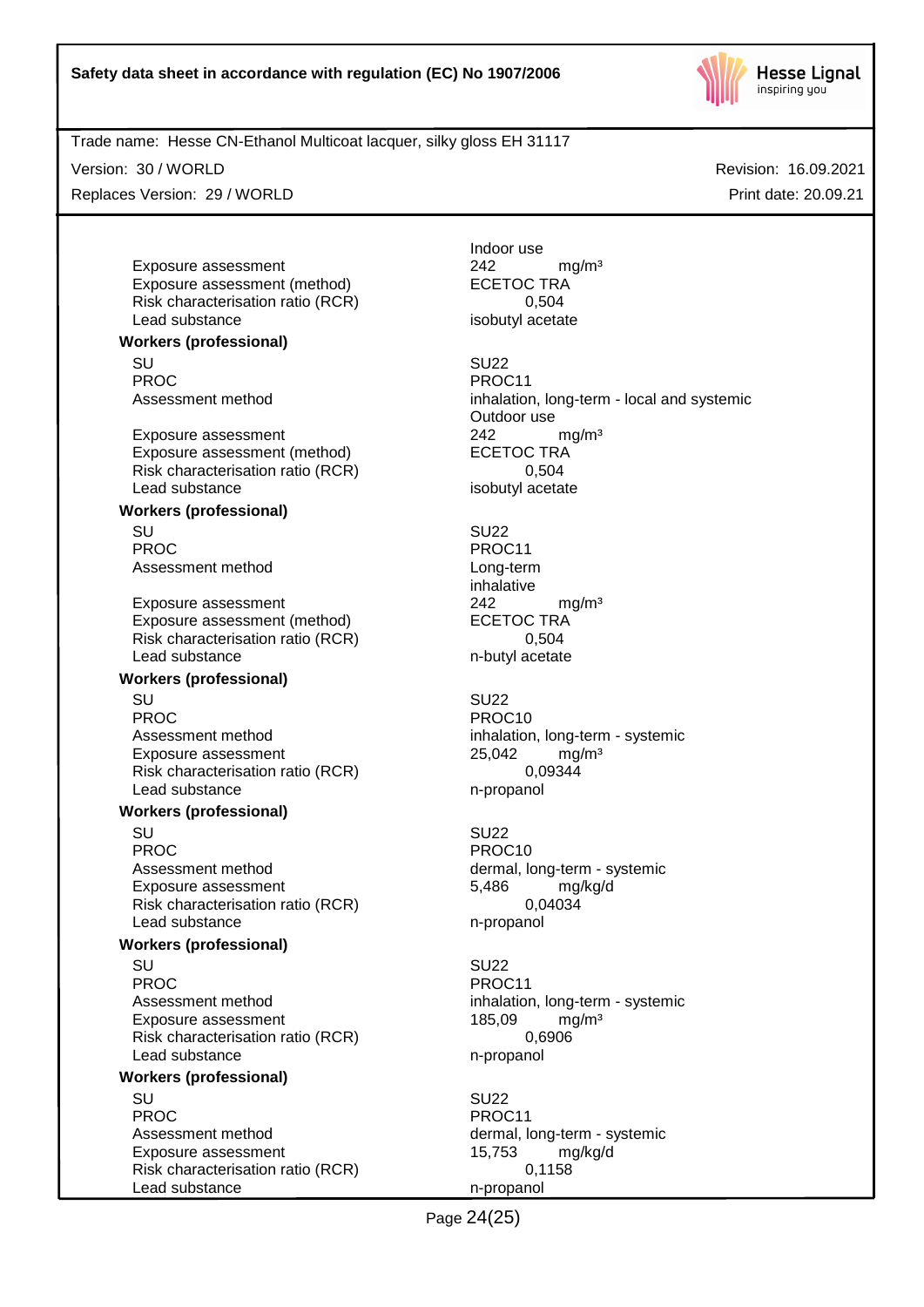| | |
|---|---|
| | Indoor use |
| Exposure assessment | 242 mg/m³ |
| Exposure assessment (method) | ECETOC TRA |
| Risk characterisation ratio (RCR) | 0,504 |
| Lead substance | isobutyl acetate |

**Workers (professional)**

| | |
|---|---|
| SU | SU22 |
| PROC | PROC11 |
| Assessment method | inhalation, long-term - local and systemic<br>Outdoor use |
| Exposure assessment | 242 mg/m³ |
| Exposure assessment (method) | ECETOC TRA |
| Risk characterisation ratio (RCR) | 0,504 |
| Lead substance | isobutyl acetate |

**Workers (professional)**

| | |
|---|---|
| SU | SU22 |
| PROC | PROC11 |
| Assessment method | Long-term<br>inhalative |
| Exposure assessment | 242 mg/m³ |
| Exposure assessment (method) | ECETOC TRA |
| Risk characterisation ratio (RCR) | 0,504 |
| Lead substance | n-butyl acetate |

**Workers (professional)**

| | |
|---|---|
| SU | SU22 |
| PROC | PROC10 |
| Assessment method | inhalation, long-term - systemic |
| Exposure assessment | 25,042 mg/m³ |
| Risk characterisation ratio (RCR) | 0,09344 |
| Lead substance | n-propanol |

**Workers (professional)**

| | |
|---|---|
| SU | SU22 |
| PROC | PROC10 |
| Assessment method | dermal, long-term - systemic |
| Exposure assessment | 5,486 mg/kg/d |
| Risk characterisation ratio (RCR) | 0,04034 |
| Lead substance | n-propanol |

**Workers (professional)**

| | |
|---|---|
| SU | SU22 |
| PROC | PROC11 |
| Assessment method | inhalation, long-term - systemic |
| Exposure assessment | 185,09 mg/m³ |
| Risk characterisation ratio (RCR) | 0,6906 |
| Lead substance | n-propanol |

**Workers (professional)**

| | |
|---|---|
| SU | SU22 |
| PROC | PROC11 |
| Assessment method | dermal, long-term - systemic |
| Exposure assessment | 15,753 mg/kg/d |
| Risk characterisation ratio (RCR) | 0,1158 |
| Lead substance | n-propanol |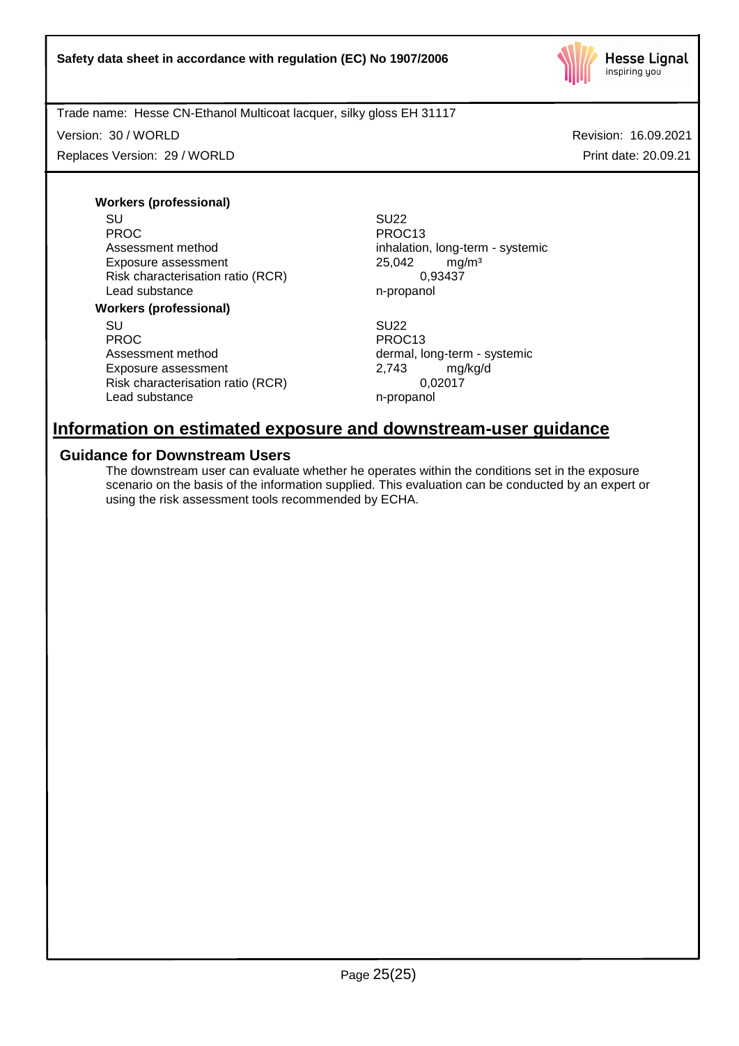**Workers (professional)**

| | |
|---|---|
| SU | SU22 |
| PROC | PROC13 |
| Assessment method | inhalation, long-term - systemic |
| Exposure assessment | 25,042 mg/m³ |
| Risk characterisation ratio (RCR) | 0,93437 |
| Lead substance | n-propanol |

**Workers (professional)**

| | |
|---|---|
| SU | SU22 |
| PROC | PROC13 |
| Assessment method | dermal, long-term - systemic |
| Exposure assessment | 2,743 mg/kg/d |
| Risk characterisation ratio (RCR) | 0,02017 |
| Lead substance | n-propanol |

# Information on estimated exposure and downstream-user guidance

## Guidance for Downstream Users

The downstream user can evaluate whether he operates within the conditions set in the exposure scenario on the basis of the information supplied. This evaluation can be conducted by an expert or using the risk assessment tools recommended by ECHA.